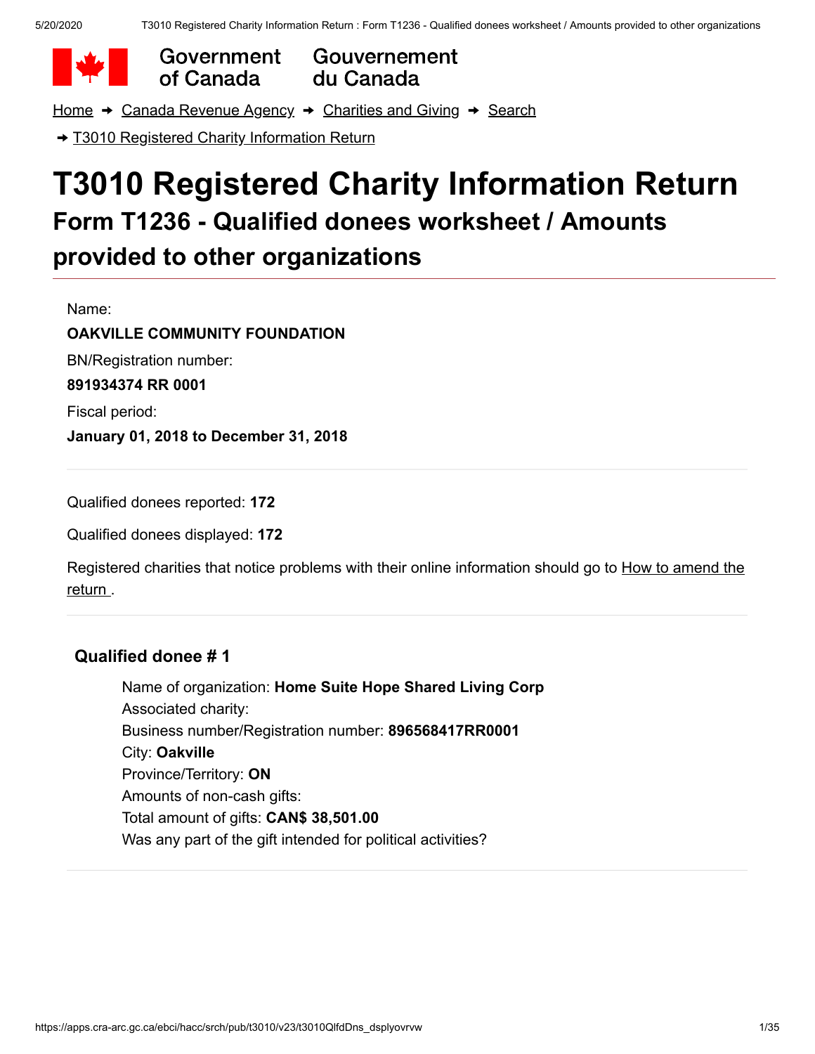Government of Canada | Gouvernement du Canada

Home ➔ Canada Revenue Agency ➔ Charities and Giving ➔ Search

➔ T3010 Registered Charity Information Return

# T3010 Registered Charity Information Return

## Form T1236 - Qualified donees worksheet / Amounts provided to other organizations

Name:

**OAKVILLE COMMUNITY FOUNDATION**

BN/Registration number:

**891934374 RR 0001**

Fiscal period:

**January 01, 2018 to December 31, 2018**

---

Qualified donees reported: **172**

Qualified donees displayed: **172**

Registered charities that notice problems with their online information should go to How to amend the return .

---

### Qualified donee # 1

Name of organization: **Home Suite Hope Shared Living Corp**
Associated charity:
Business number/Registration number: **896568417RR0001**
City: **Oakville**
Province/Territory: **ON**
Amounts of non-cash gifts:
Total amount of gifts: **CAN$ 38,501.00**
Was any part of the gift intended for political activities?

---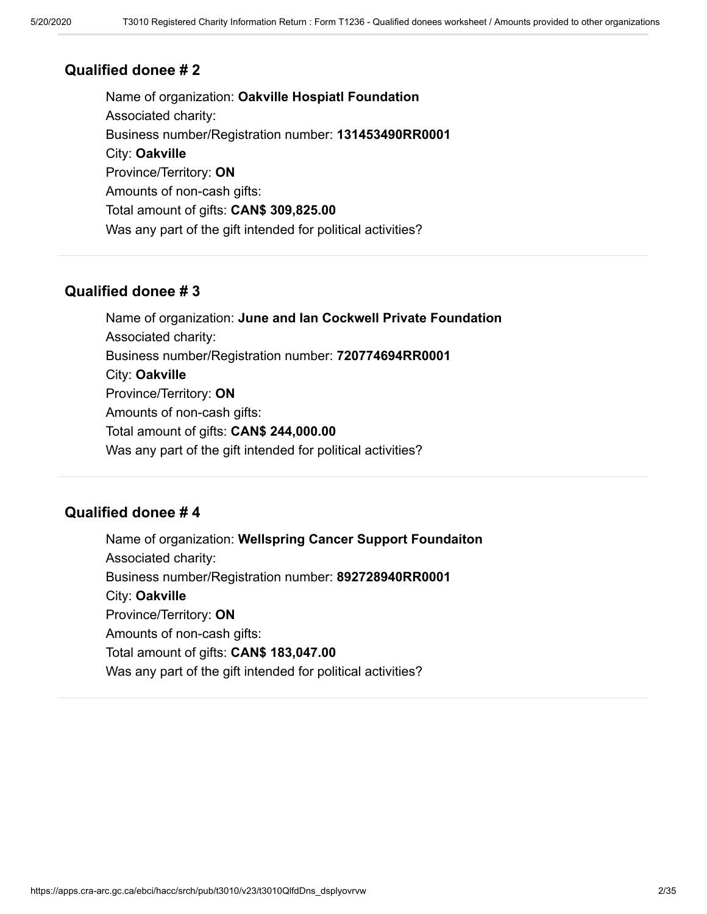## Qualified donee # 2

Name of organization: **Oakville Hospiatl Foundation**
Associated charity:
Business number/Registration number: **131453490RR0001**
City: **Oakville**
Province/Territory: **ON**
Amounts of non-cash gifts:
Total amount of gifts: **CAN$ 309,825.00**
Was any part of the gift intended for political activities?

---

## Qualified donee # 3

Name of organization: **June and Ian Cockwell Private Foundation**
Associated charity:
Business number/Registration number: **720774694RR0001**
City: **Oakville**
Province/Territory: **ON**
Amounts of non-cash gifts:
Total amount of gifts: **CAN$ 244,000.00**
Was any part of the gift intended for political activities?

---

## Qualified donee # 4

Name of organization: **Wellspring Cancer Support Foundaiton**
Associated charity:
Business number/Registration number: **892728940RR0001**
City: **Oakville**
Province/Territory: **ON**
Amounts of non-cash gifts:
Total amount of gifts: **CAN$ 183,047.00**
Was any part of the gift intended for political activities?

---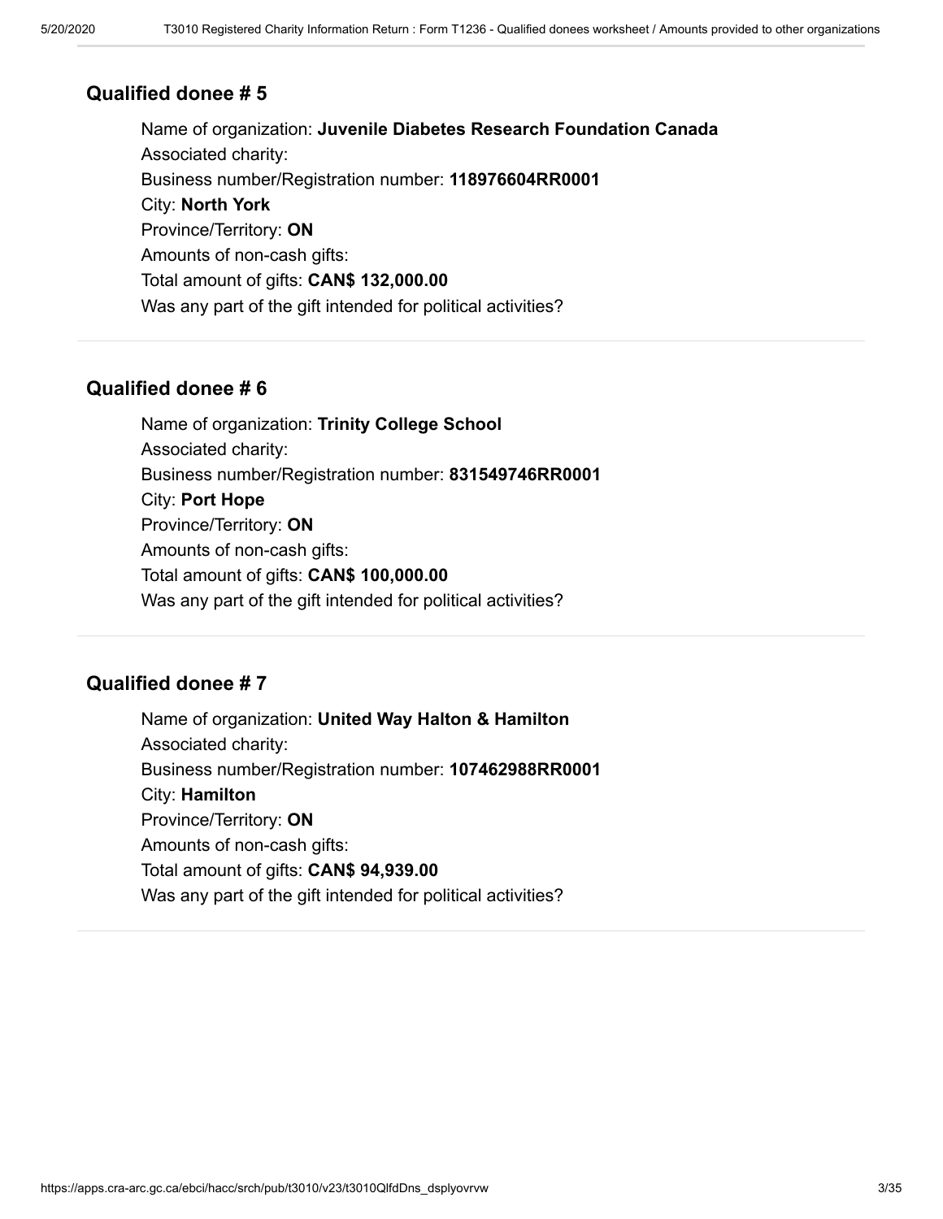## Qualified donee # 5

Name of organization: **Juvenile Diabetes Research Foundation Canada**
Associated charity:
Business number/Registration number: **118976604RR0001**
City: **North York**
Province/Territory: **ON**
Amounts of non-cash gifts:
Total amount of gifts: **CAN$ 132,000.00**
Was any part of the gift intended for political activities?

## Qualified donee # 6

Name of organization: **Trinity College School**
Associated charity:
Business number/Registration number: **831549746RR0001**
City: **Port Hope**
Province/Territory: **ON**
Amounts of non-cash gifts:
Total amount of gifts: **CAN$ 100,000.00**
Was any part of the gift intended for political activities?

## Qualified donee # 7

Name of organization: **United Way Halton & Hamilton**
Associated charity:
Business number/Registration number: **107462988RR0001**
City: **Hamilton**
Province/Territory: **ON**
Amounts of non-cash gifts:
Total amount of gifts: **CAN$ 94,939.00**
Was any part of the gift intended for political activities?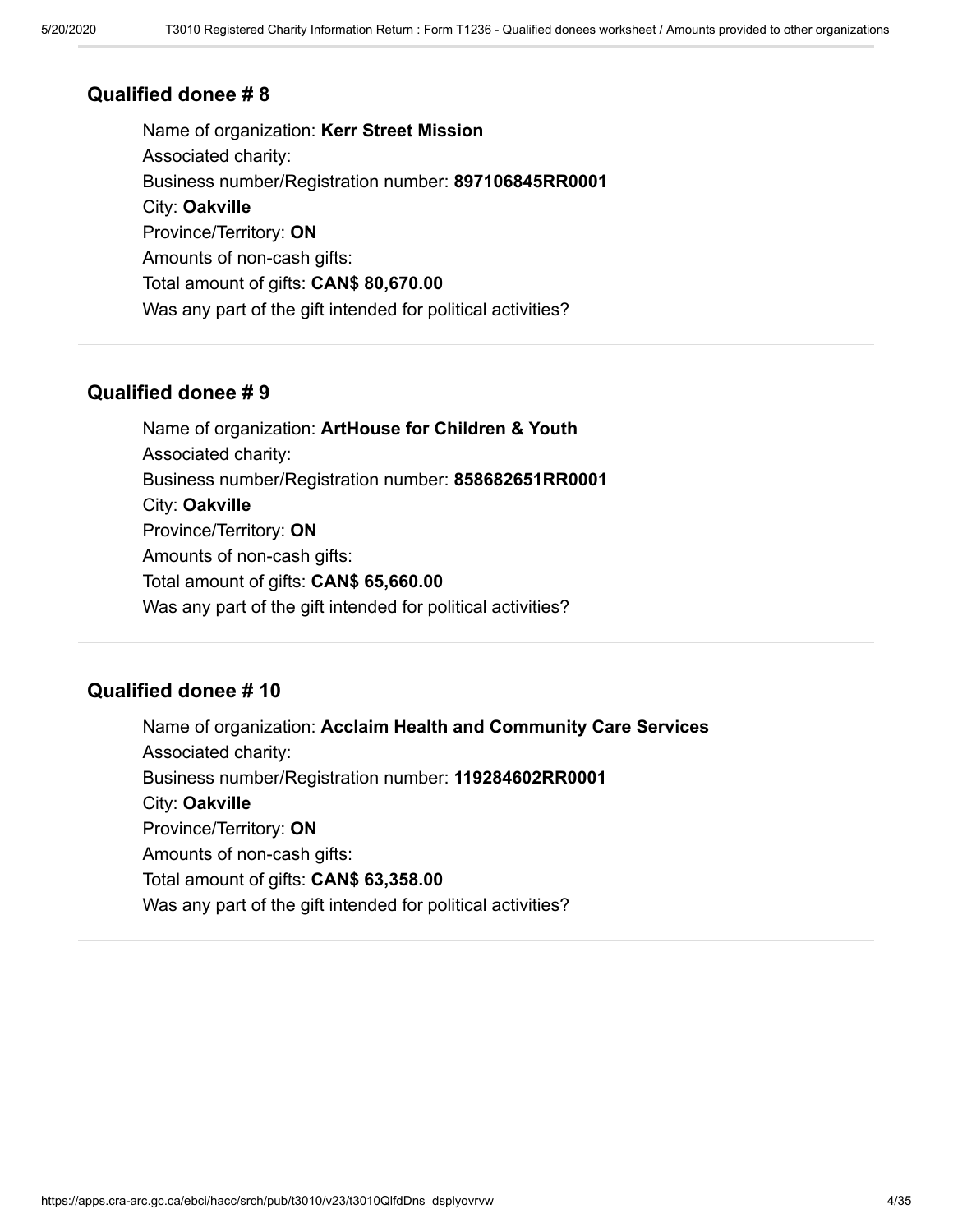## Qualified donee # 8

Name of organization: **Kerr Street Mission**
Associated charity:
Business number/Registration number: **897106845RR0001**
City: **Oakville**
Province/Territory: **ON**
Amounts of non-cash gifts:
Total amount of gifts: **CAN$ 80,670.00**
Was any part of the gift intended for political activities?

---

## Qualified donee # 9

Name of organization: **ArtHouse for Children & Youth**
Associated charity:
Business number/Registration number: **858682651RR0001**
City: **Oakville**
Province/Territory: **ON**
Amounts of non-cash gifts:
Total amount of gifts: **CAN$ 65,660.00**
Was any part of the gift intended for political activities?

---

## Qualified donee # 10

Name of organization: **Acclaim Health and Community Care Services**
Associated charity:
Business number/Registration number: **119284602RR0001**
City: **Oakville**
Province/Territory: **ON**
Amounts of non-cash gifts:
Total amount of gifts: **CAN$ 63,358.00**
Was any part of the gift intended for political activities?

---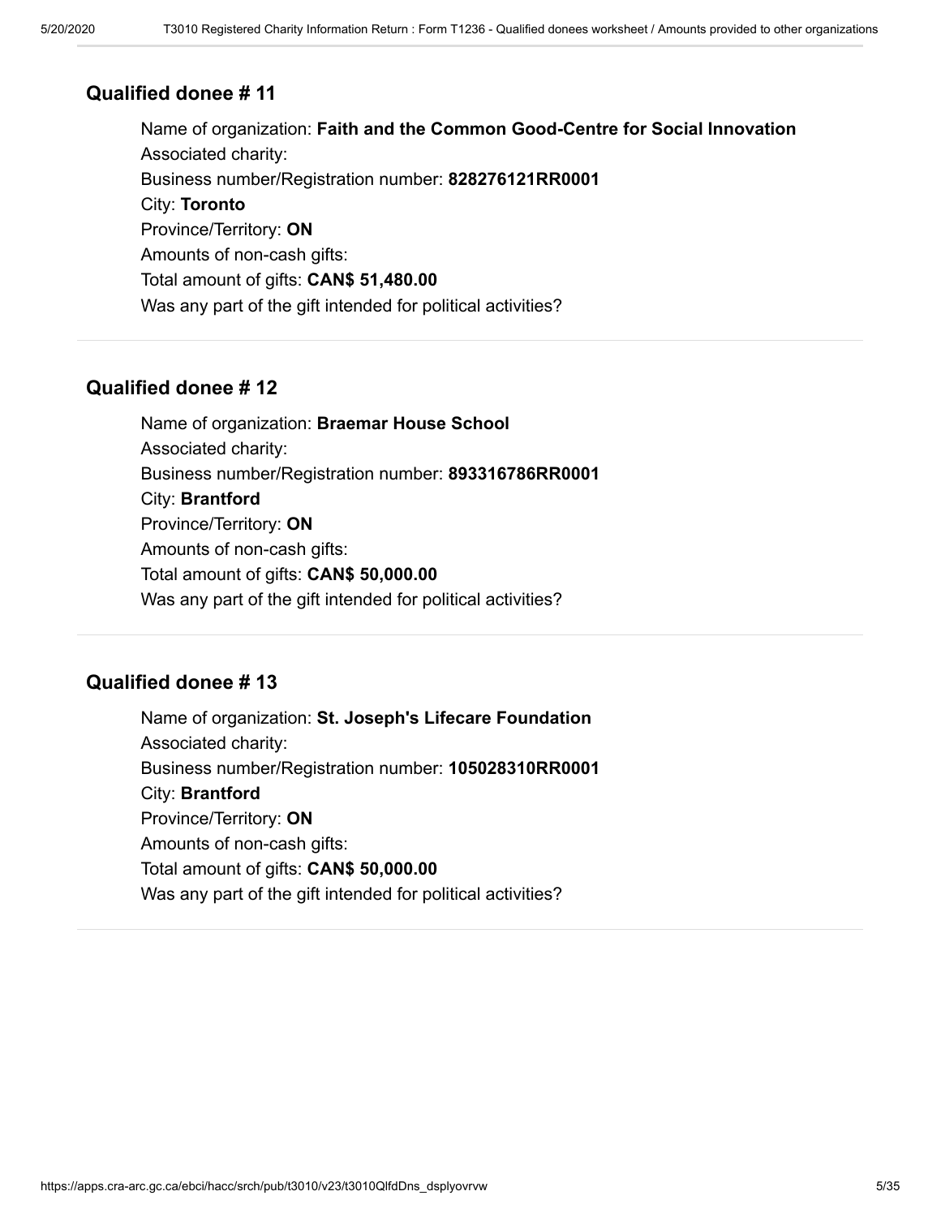### Qualified donee # 11

Name of organization: **Faith and the Common Good-Centre for Social Innovation**
Associated charity:
Business number/Registration number: **828276121RR0001**
City: **Toronto**
Province/Territory: **ON**
Amounts of non-cash gifts:
Total amount of gifts: **CAN$ 51,480.00**
Was any part of the gift intended for political activities?

### Qualified donee # 12

Name of organization: **Braemar House School**
Associated charity:
Business number/Registration number: **893316786RR0001**
City: **Brantford**
Province/Territory: **ON**
Amounts of non-cash gifts:
Total amount of gifts: **CAN$ 50,000.00**
Was any part of the gift intended for political activities?

### Qualified donee # 13

Name of organization: **St. Joseph's Lifecare Foundation**
Associated charity:
Business number/Registration number: **105028310RR0001**
City: **Brantford**
Province/Territory: **ON**
Amounts of non-cash gifts:
Total amount of gifts: **CAN$ 50,000.00**
Was any part of the gift intended for political activities?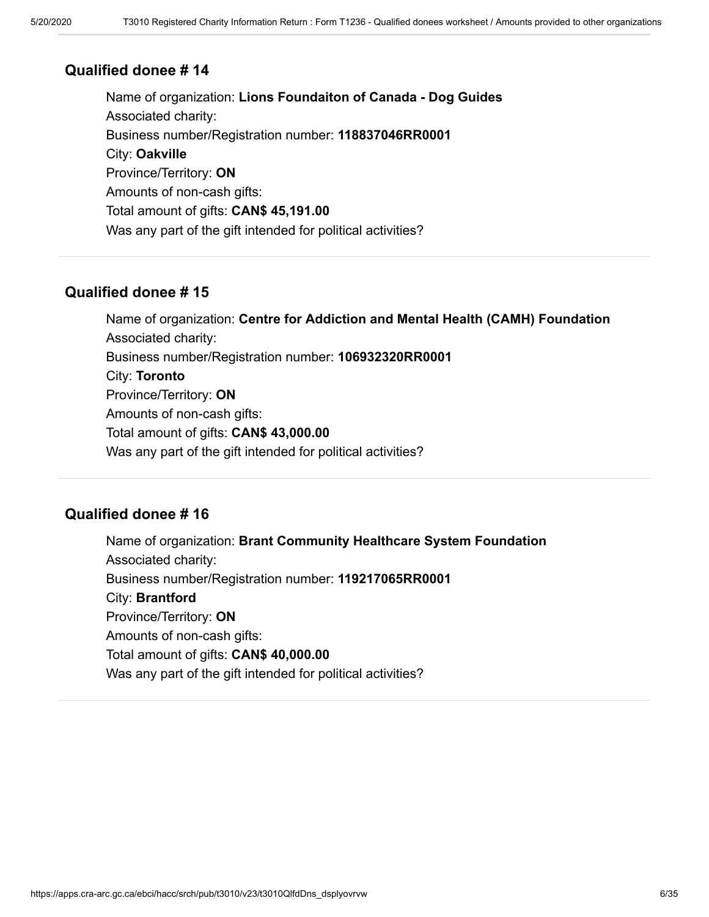### Qualified donee # 14

Name of organization: **Lions Foundaiton of Canada - Dog Guides**
Associated charity:
Business number/Registration number: **118837046RR0001**
City: **Oakville**
Province/Territory: **ON**
Amounts of non-cash gifts:
Total amount of gifts: **CAN$ 45,191.00**
Was any part of the gift intended for political activities?

---

### Qualified donee # 15

Name of organization: **Centre for Addiction and Mental Health (CAMH) Foundation**
Associated charity:
Business number/Registration number: **106932320RR0001**
City: **Toronto**
Province/Territory: **ON**
Amounts of non-cash gifts:
Total amount of gifts: **CAN$ 43,000.00**
Was any part of the gift intended for political activities?

---

### Qualified donee # 16

Name of organization: **Brant Community Healthcare System Foundation**
Associated charity:
Business number/Registration number: **119217065RR0001**
City: **Brantford**
Province/Territory: **ON**
Amounts of non-cash gifts:
Total amount of gifts: **CAN$ 40,000.00**
Was any part of the gift intended for political activities?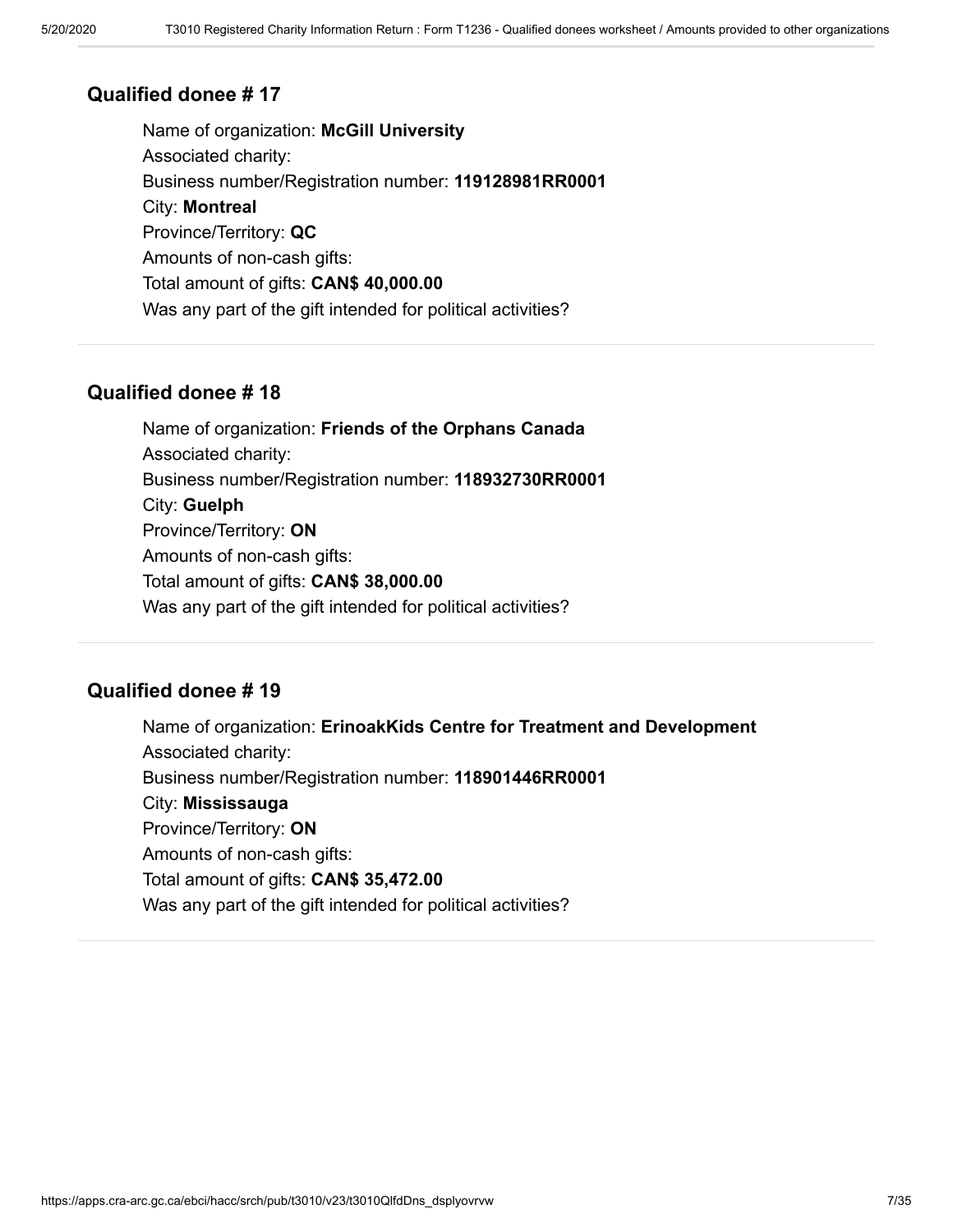## Qualified donee # 17

Name of organization: **McGill University**
Associated charity:
Business number/Registration number: **119128981RR0001**
City: **Montreal**
Province/Territory: **QC**
Amounts of non-cash gifts:
Total amount of gifts: **CAN$ 40,000.00**
Was any part of the gift intended for political activities?

---

## Qualified donee # 18

Name of organization: **Friends of the Orphans Canada**
Associated charity:
Business number/Registration number: **118932730RR0001**
City: **Guelph**
Province/Territory: **ON**
Amounts of non-cash gifts:
Total amount of gifts: **CAN$ 38,000.00**
Was any part of the gift intended for political activities?

---

## Qualified donee # 19

Name of organization: **ErinoakKids Centre for Treatment and Development**
Associated charity:
Business number/Registration number: **118901446RR0001**
City: **Mississauga**
Province/Territory: **ON**
Amounts of non-cash gifts:
Total amount of gifts: **CAN$ 35,472.00**
Was any part of the gift intended for political activities?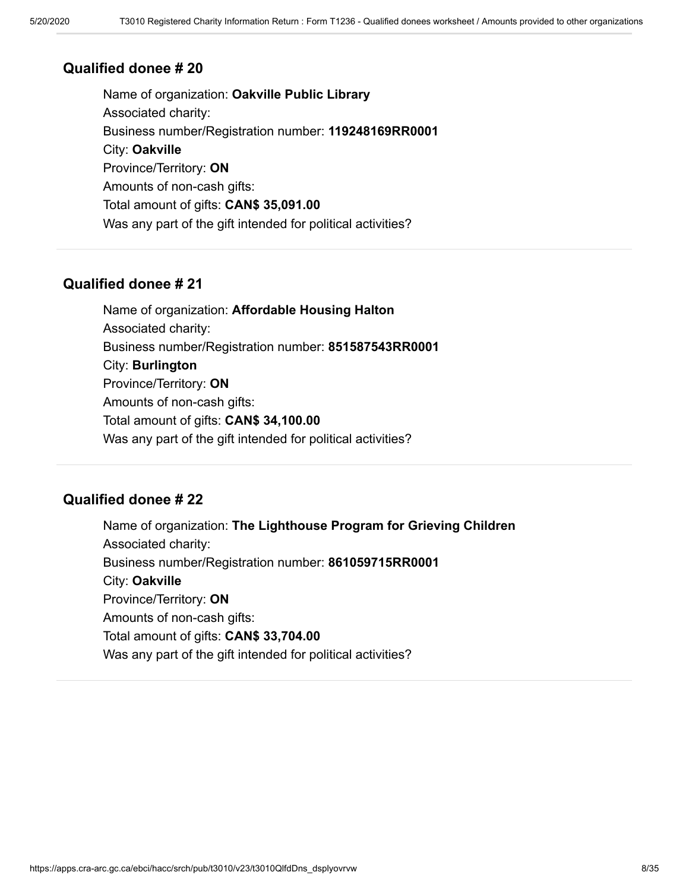### Qualified donee # 20

Name of organization: **Oakville Public Library**
Associated charity:
Business number/Registration number: **119248169RR0001**
City: **Oakville**
Province/Territory: **ON**
Amounts of non-cash gifts:
Total amount of gifts: **CAN$ 35,091.00**
Was any part of the gift intended for political activities?

---

### Qualified donee # 21

Name of organization: **Affordable Housing Halton**
Associated charity:
Business number/Registration number: **851587543RR0001**
City: **Burlington**
Province/Territory: **ON**
Amounts of non-cash gifts:
Total amount of gifts: **CAN$ 34,100.00**
Was any part of the gift intended for political activities?

---

### Qualified donee # 22

Name of organization: **The Lighthouse Program for Grieving Children**
Associated charity:
Business number/Registration number: **861059715RR0001**
City: **Oakville**
Province/Territory: **ON**
Amounts of non-cash gifts:
Total amount of gifts: **CAN$ 33,704.00**
Was any part of the gift intended for political activities?

---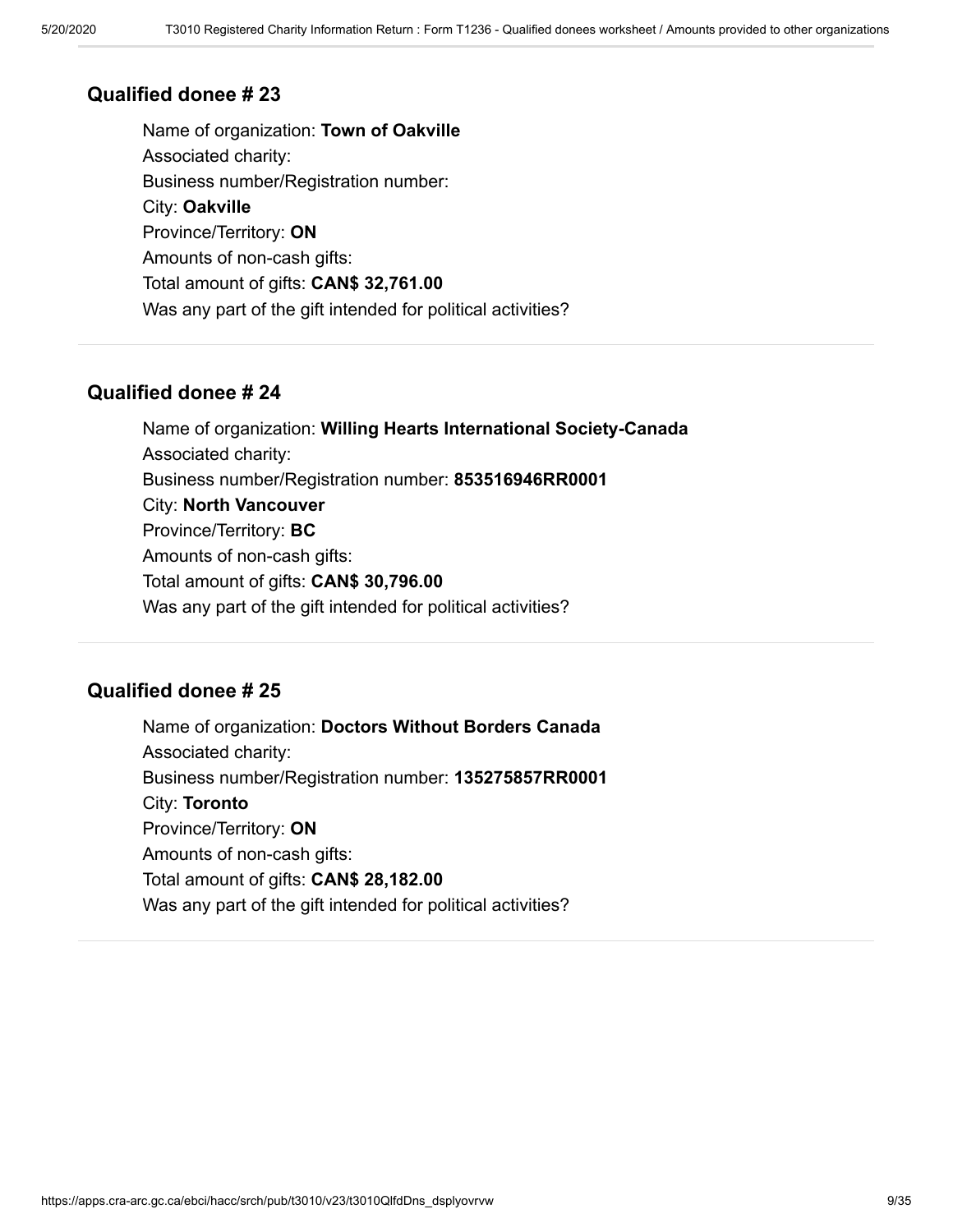## Qualified donee # 23

Name of organization: **Town of Oakville**
Associated charity:
Business number/Registration number:
City: **Oakville**
Province/Territory: **ON**
Amounts of non-cash gifts:
Total amount of gifts: **CAN$ 32,761.00**
Was any part of the gift intended for political activities?

---

## Qualified donee # 24

Name of organization: **Willing Hearts International Society-Canada**
Associated charity:
Business number/Registration number: **853516946RR0001**
City: **North Vancouver**
Province/Territory: **BC**
Amounts of non-cash gifts:
Total amount of gifts: **CAN$ 30,796.00**
Was any part of the gift intended for political activities?

---

## Qualified donee # 25

Name of organization: **Doctors Without Borders Canada**
Associated charity:
Business number/Registration number: **135275857RR0001**
City: **Toronto**
Province/Territory: **ON**
Amounts of non-cash gifts:
Total amount of gifts: **CAN$ 28,182.00**
Was any part of the gift intended for political activities?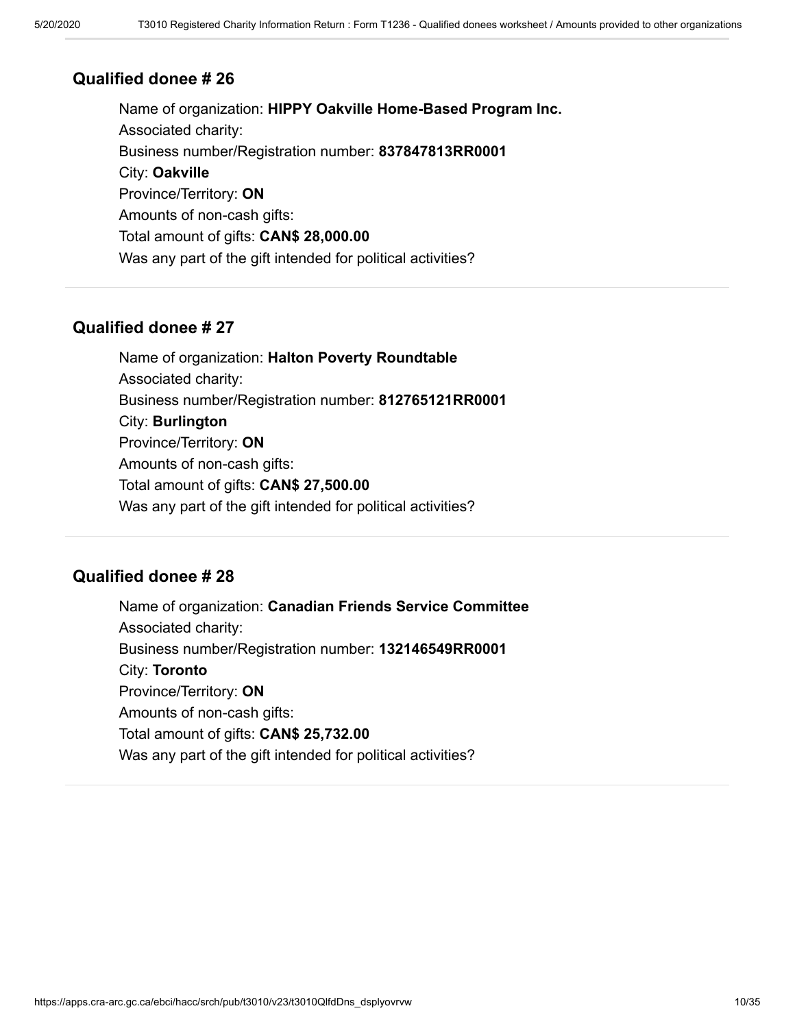### Qualified donee # 26

Name of organization: **HIPPY Oakville Home-Based Program Inc.**

Associated charity:

Business number/Registration number: **837847813RR0001**

City: **Oakville**

Province/Territory: **ON**

Amounts of non-cash gifts:

Total amount of gifts: **CAN$ 28,000.00**

Was any part of the gift intended for political activities?

---

### Qualified donee # 27

Name of organization: **Halton Poverty Roundtable**

Associated charity:

Business number/Registration number: **812765121RR0001**

City: **Burlington**

Province/Territory: **ON**

Amounts of non-cash gifts:

Total amount of gifts: **CAN$ 27,500.00**

Was any part of the gift intended for political activities?

---

### Qualified donee # 28

Name of organization: **Canadian Friends Service Committee**

Associated charity:

Business number/Registration number: **132146549RR0001**

City: **Toronto**

Province/Territory: **ON**

Amounts of non-cash gifts:

Total amount of gifts: **CAN$ 25,732.00**

Was any part of the gift intended for political activities?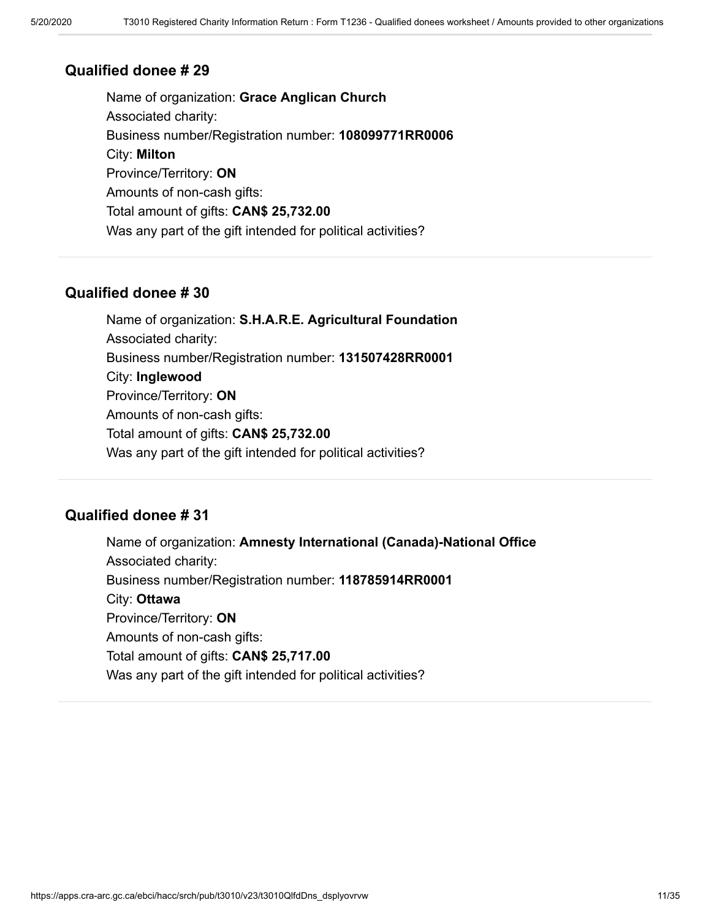### Qualified donee # 29

Name of organization: **Grace Anglican Church**
Associated charity:
Business number/Registration number: **108099771RR0006**
City: **Milton**
Province/Territory: **ON**
Amounts of non-cash gifts:
Total amount of gifts: **CAN$ 25,732.00**
Was any part of the gift intended for political activities?

### Qualified donee # 30

Name of organization: **S.H.A.R.E. Agricultural Foundation**
Associated charity:
Business number/Registration number: **131507428RR0001**
City: **Inglewood**
Province/Territory: **ON**
Amounts of non-cash gifts:
Total amount of gifts: **CAN$ 25,732.00**
Was any part of the gift intended for political activities?

### Qualified donee # 31

Name of organization: **Amnesty International (Canada)-National Office**
Associated charity:
Business number/Registration number: **118785914RR0001**
City: **Ottawa**
Province/Territory: **ON**
Amounts of non-cash gifts:
Total amount of gifts: **CAN$ 25,717.00**
Was any part of the gift intended for political activities?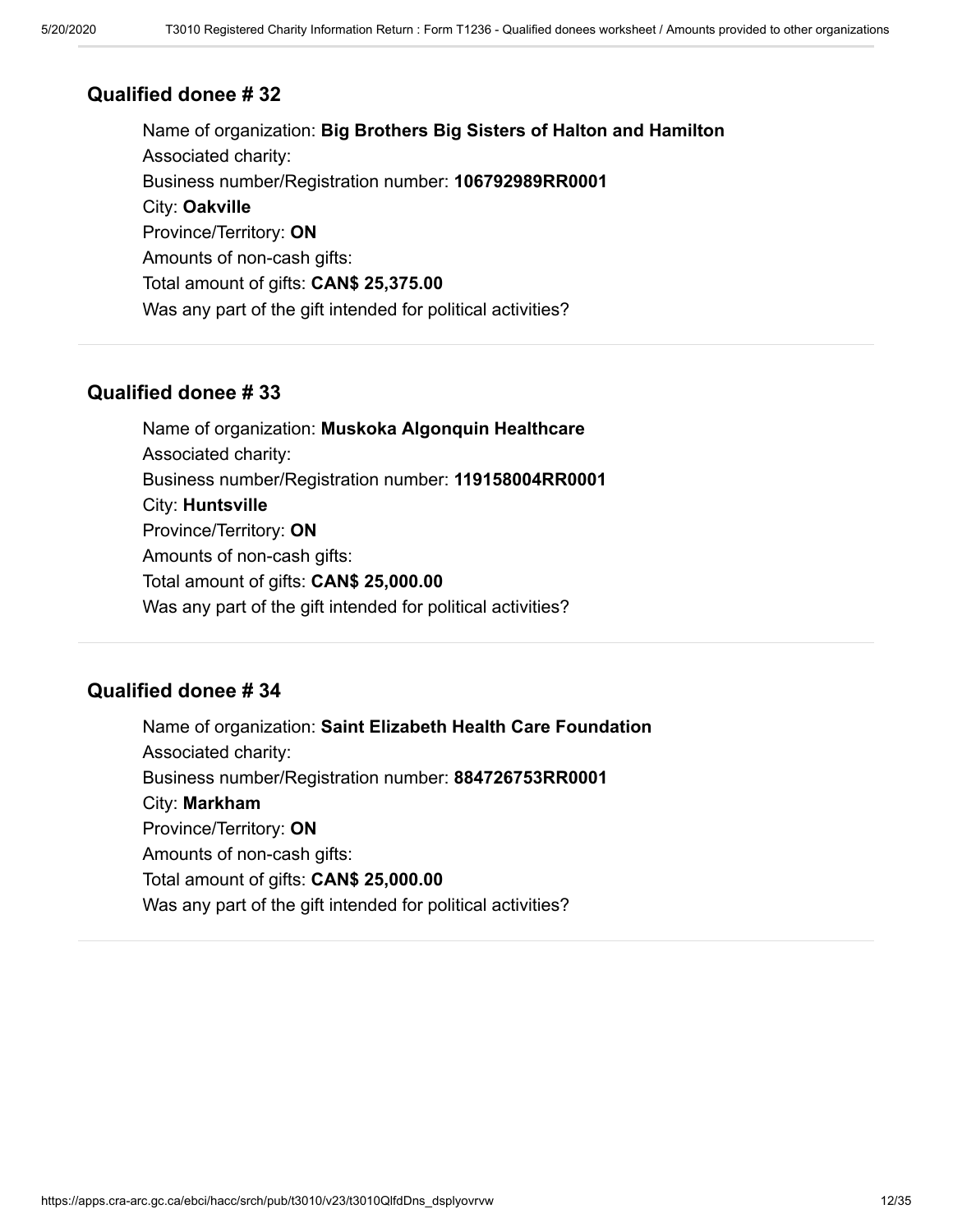### Qualified donee # 32

Name of organization: **Big Brothers Big Sisters of Halton and Hamilton**
Associated charity:
Business number/Registration number: **106792989RR0001**
City: **Oakville**
Province/Territory: **ON**
Amounts of non-cash gifts:
Total amount of gifts: **CAN$ 25,375.00**
Was any part of the gift intended for political activities?

---

### Qualified donee # 33

Name of organization: **Muskoka Algonquin Healthcare**
Associated charity:
Business number/Registration number: **119158004RR0001**
City: **Huntsville**
Province/Territory: **ON**
Amounts of non-cash gifts:
Total amount of gifts: **CAN$ 25,000.00**
Was any part of the gift intended for political activities?

---

### Qualified donee # 34

Name of organization: **Saint Elizabeth Health Care Foundation**
Associated charity:
Business number/Registration number: **884726753RR0001**
City: **Markham**
Province/Territory: **ON**
Amounts of non-cash gifts:
Total amount of gifts: **CAN$ 25,000.00**
Was any part of the gift intended for political activities?

---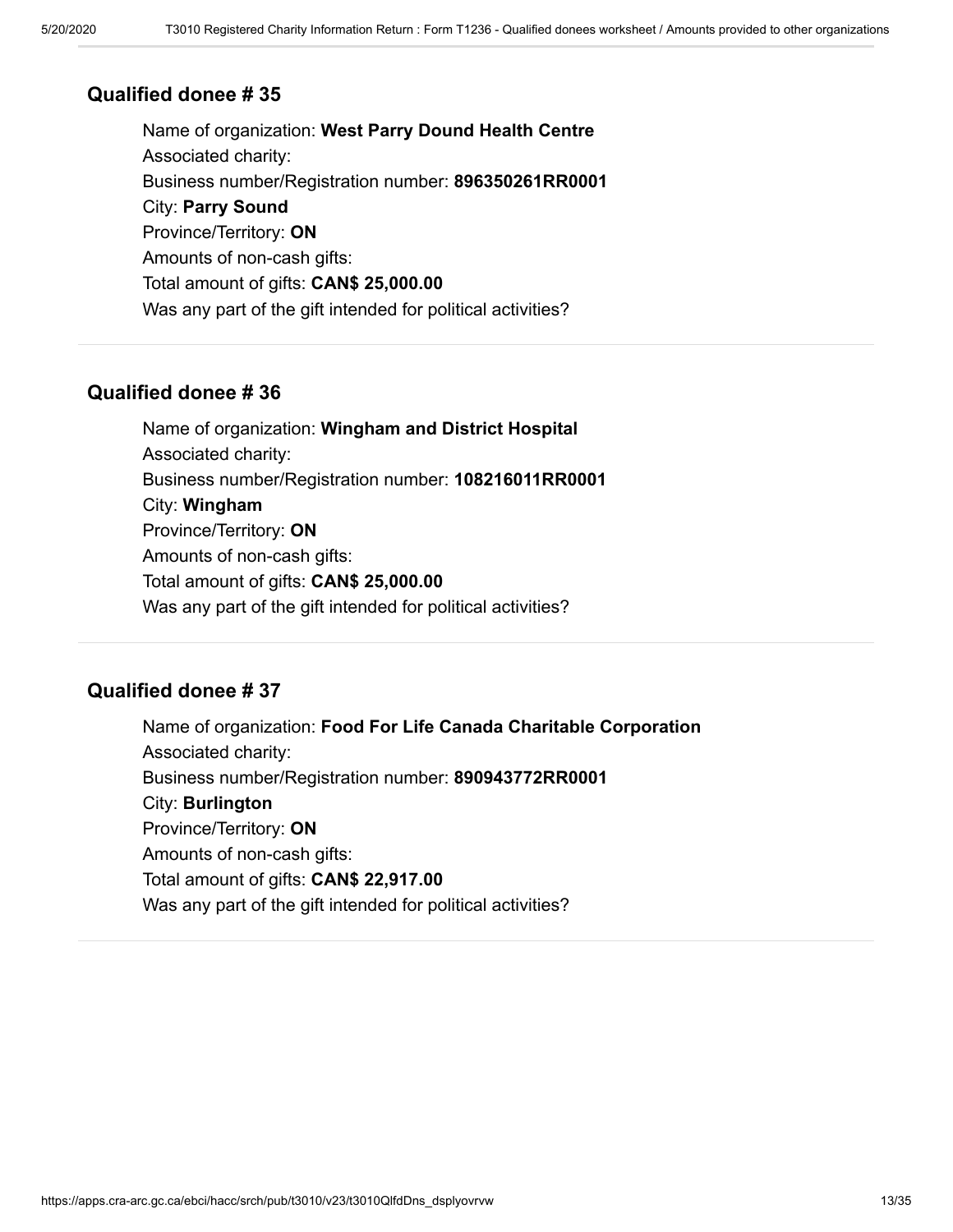### Qualified donee # 35

Name of organization: **West Parry Dound Health Centre**
Associated charity:
Business number/Registration number: **896350261RR0001**
City: **Parry Sound**
Province/Territory: **ON**
Amounts of non-cash gifts:
Total amount of gifts: **CAN$ 25,000.00**
Was any part of the gift intended for political activities?

---

### Qualified donee # 36

Name of organization: **Wingham and District Hospital**
Associated charity:
Business number/Registration number: **108216011RR0001**
City: **Wingham**
Province/Territory: **ON**
Amounts of non-cash gifts:
Total amount of gifts: **CAN$ 25,000.00**
Was any part of the gift intended for political activities?

---

### Qualified donee # 37

Name of organization: **Food For Life Canada Charitable Corporation**
Associated charity:
Business number/Registration number: **890943772RR0001**
City: **Burlington**
Province/Territory: **ON**
Amounts of non-cash gifts:
Total amount of gifts: **CAN$ 22,917.00**
Was any part of the gift intended for political activities?

---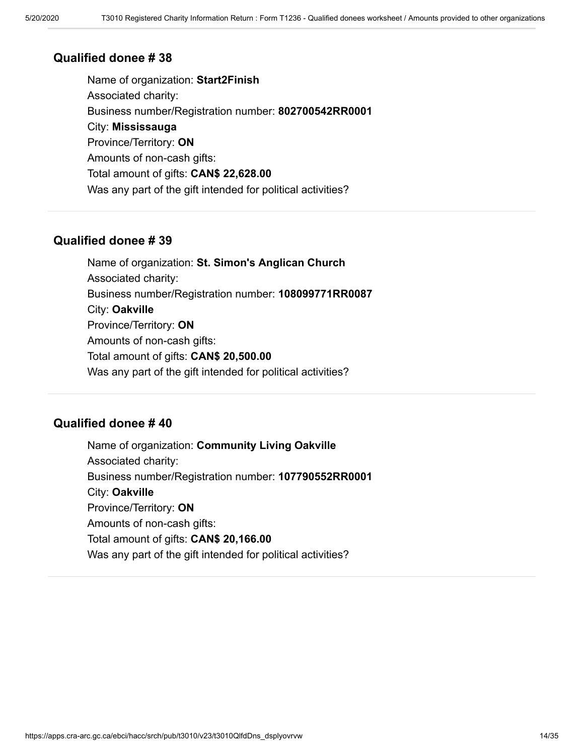## Qualified donee # 38

Name of organization: **Start2Finish**
Associated charity:
Business number/Registration number: **802700542RR0001**
City: **Mississauga**
Province/Territory: **ON**
Amounts of non-cash gifts:
Total amount of gifts: **CAN$ 22,628.00**
Was any part of the gift intended for political activities?

---

## Qualified donee # 39

Name of organization: **St. Simon's Anglican Church**
Associated charity:
Business number/Registration number: **108099771RR0087**
City: **Oakville**
Province/Territory: **ON**
Amounts of non-cash gifts:
Total amount of gifts: **CAN$ 20,500.00**
Was any part of the gift intended for political activities?

---

## Qualified donee # 40

Name of organization: **Community Living Oakville**
Associated charity:
Business number/Registration number: **107790552RR0001**
City: **Oakville**
Province/Territory: **ON**
Amounts of non-cash gifts:
Total amount of gifts: **CAN$ 20,166.00**
Was any part of the gift intended for political activities?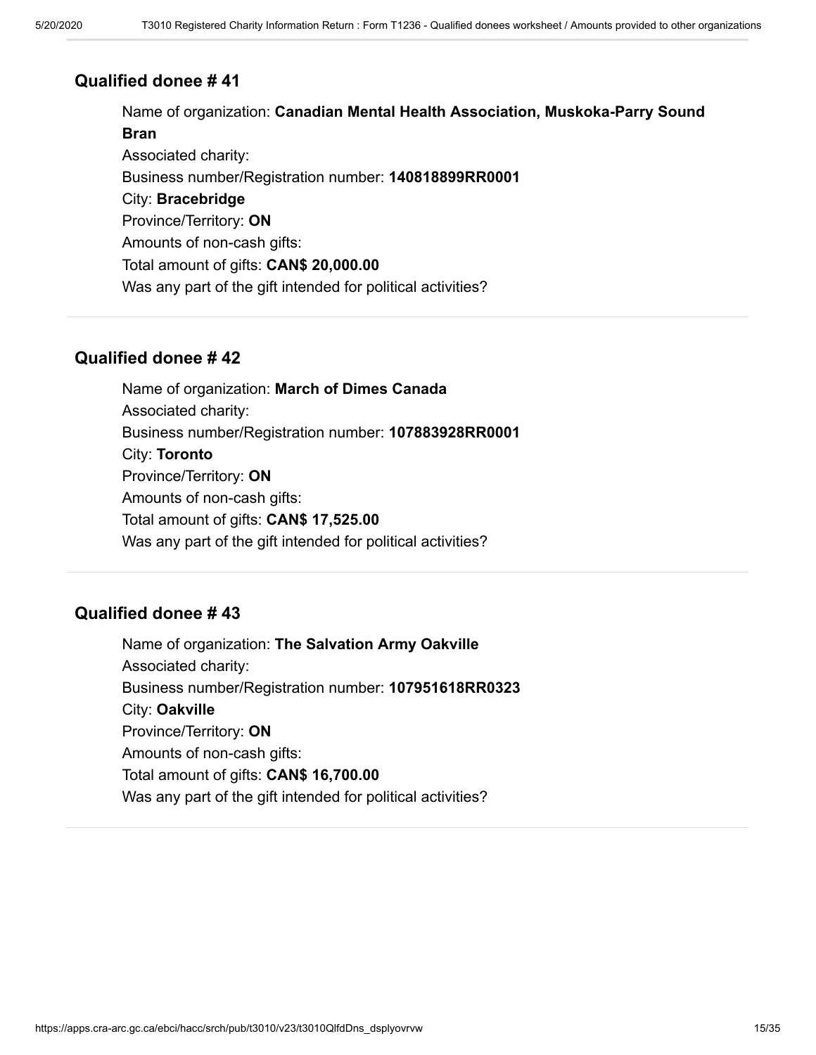## Qualified donee # 41

Name of organization: **Canadian Mental Health Association, Muskoka-Parry Sound Bran**
Associated charity:
Business number/Registration number: **140818899RR0001**
City: **Bracebridge**
Province/Territory: **ON**
Amounts of non-cash gifts:
Total amount of gifts: **CAN$ 20,000.00**
Was any part of the gift intended for political activities?

---

## Qualified donee # 42

Name of organization: **March of Dimes Canada**
Associated charity:
Business number/Registration number: **107883928RR0001**
City: **Toronto**
Province/Territory: **ON**
Amounts of non-cash gifts:
Total amount of gifts: **CAN$ 17,525.00**
Was any part of the gift intended for political activities?

---

## Qualified donee # 43

Name of organization: **The Salvation Army Oakville**
Associated charity:
Business number/Registration number: **107951618RR0323**
City: **Oakville**
Province/Territory: **ON**
Amounts of non-cash gifts:
Total amount of gifts: **CAN$ 16,700.00**
Was any part of the gift intended for political activities?

---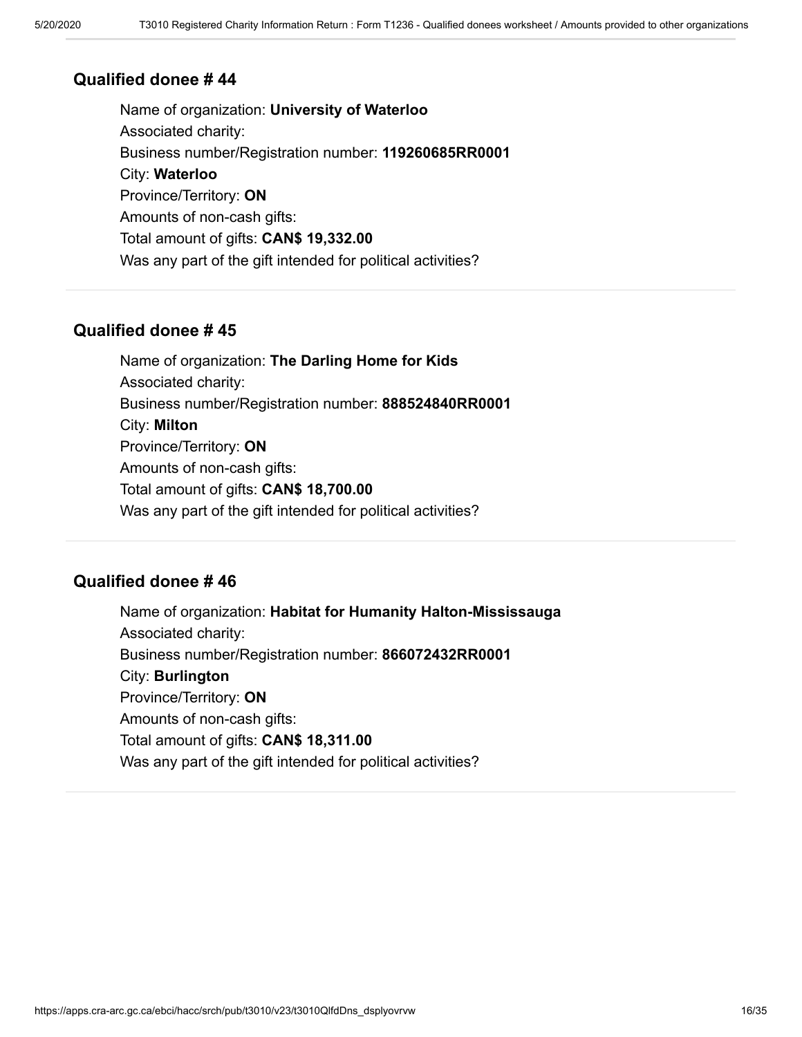## Qualified donee # 44

Name of organization: **University of Waterloo**

Associated charity:

Business number/Registration number: **119260685RR0001**

City: **Waterloo**

Province/Territory: **ON**

Amounts of non-cash gifts:

Total amount of gifts: **CAN$ 19,332.00**

Was any part of the gift intended for political activities?

---

## Qualified donee # 45

Name of organization: **The Darling Home for Kids**

Associated charity:

Business number/Registration number: **888524840RR0001**

City: **Milton**

Province/Territory: **ON**

Amounts of non-cash gifts:

Total amount of gifts: **CAN$ 18,700.00**

Was any part of the gift intended for political activities?

---

## Qualified donee # 46

Name of organization: **Habitat for Humanity Halton-Mississauga**

Associated charity:

Business number/Registration number: **866072432RR0001**

City: **Burlington**

Province/Territory: **ON**

Amounts of non-cash gifts:

Total amount of gifts: **CAN$ 18,311.00**

Was any part of the gift intended for political activities?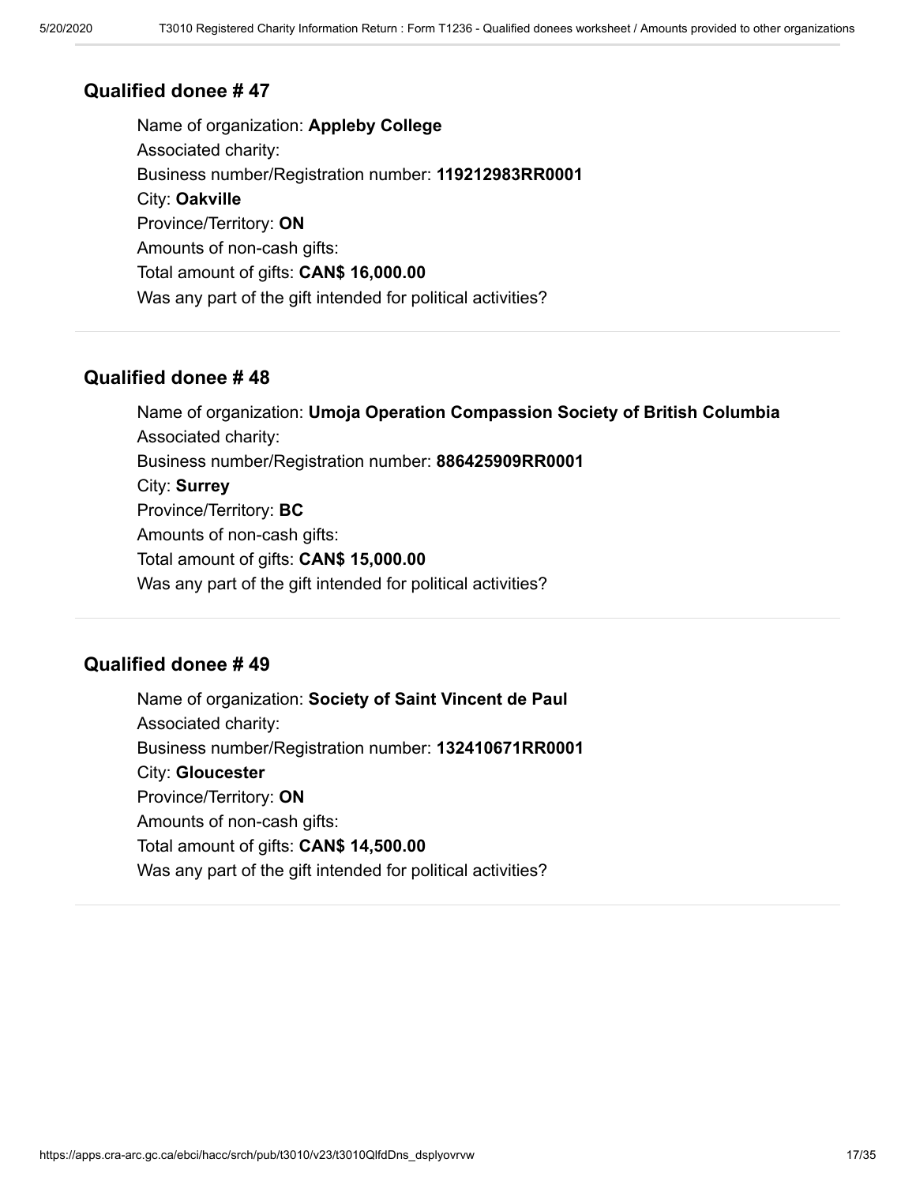## Qualified donee # 47

Name of organization: **Appleby College**
Associated charity:
Business number/Registration number: **119212983RR0001**
City: **Oakville**
Province/Territory: **ON**
Amounts of non-cash gifts:
Total amount of gifts: **CAN$ 16,000.00**
Was any part of the gift intended for political activities?

## Qualified donee # 48

Name of organization: **Umoja Operation Compassion Society of British Columbia**
Associated charity:
Business number/Registration number: **886425909RR0001**
City: **Surrey**
Province/Territory: **BC**
Amounts of non-cash gifts:
Total amount of gifts: **CAN$ 15,000.00**
Was any part of the gift intended for political activities?

## Qualified donee # 49

Name of organization: **Society of Saint Vincent de Paul**
Associated charity:
Business number/Registration number: **132410671RR0001**
City: **Gloucester**
Province/Territory: **ON**
Amounts of non-cash gifts:
Total amount of gifts: **CAN$ 14,500.00**
Was any part of the gift intended for political activities?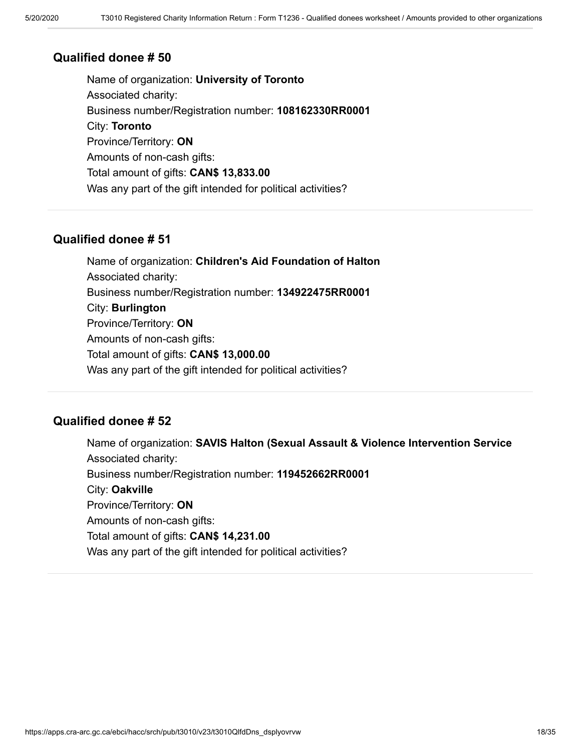## Qualified donee # 50

Name of organization: **University of Toronto**
Associated charity:
Business number/Registration number: **108162330RR0001**
City: **Toronto**
Province/Territory: **ON**
Amounts of non-cash gifts:
Total amount of gifts: **CAN$ 13,833.00**
Was any part of the gift intended for political activities?

---

## Qualified donee # 51

Name of organization: **Children's Aid Foundation of Halton**
Associated charity:
Business number/Registration number: **134922475RR0001**
City: **Burlington**
Province/Territory: **ON**
Amounts of non-cash gifts:
Total amount of gifts: **CAN$ 13,000.00**
Was any part of the gift intended for political activities?

---

## Qualified donee # 52

Name of organization: **SAVIS Halton (Sexual Assault & Violence Intervention Service**
Associated charity:
Business number/Registration number: **119452662RR0001**
City: **Oakville**
Province/Territory: **ON**
Amounts of non-cash gifts:
Total amount of gifts: **CAN$ 14,231.00**
Was any part of the gift intended for political activities?

---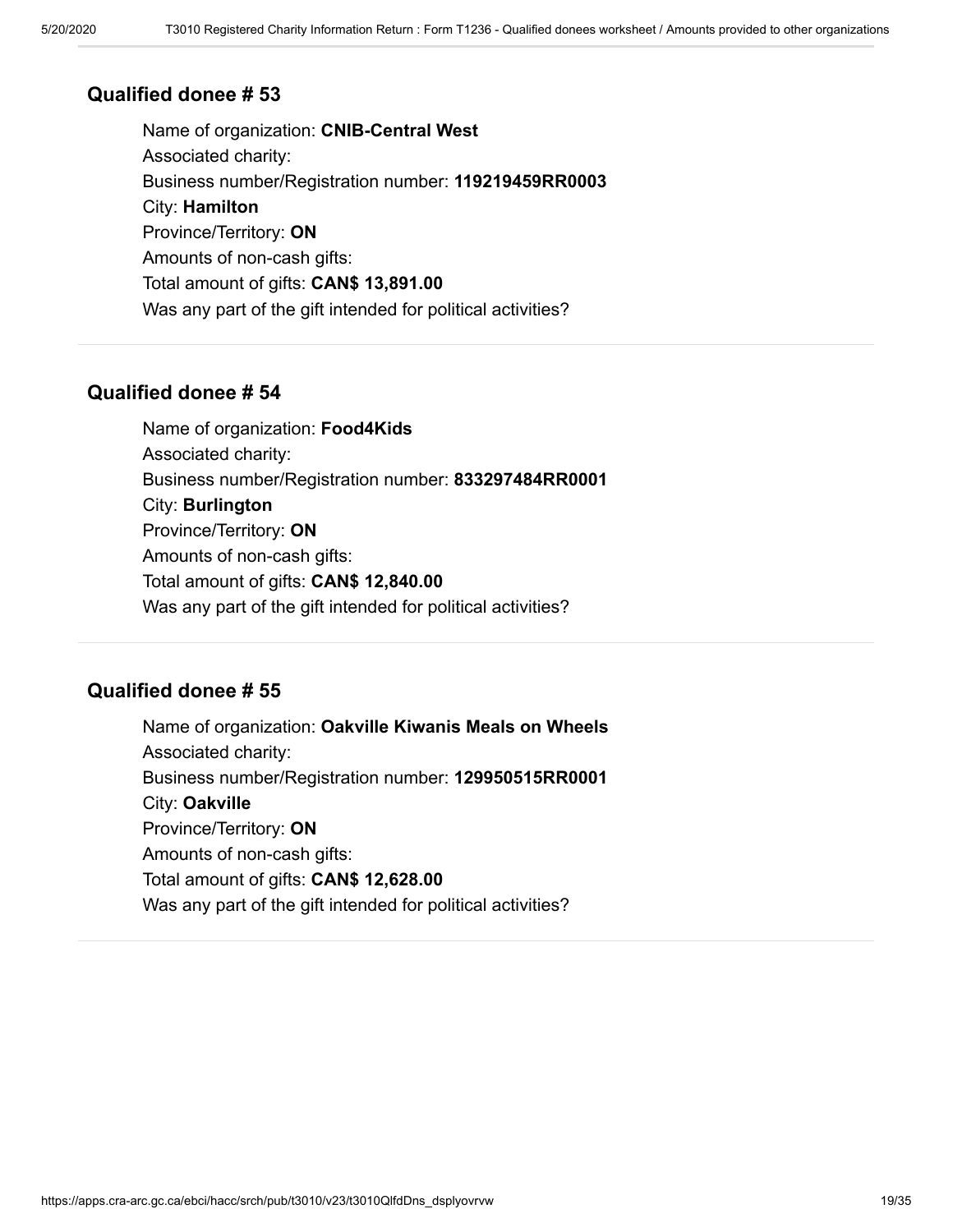## Qualified donee # 53

Name of organization: **CNIB-Central West**
Associated charity:
Business number/Registration number: **119219459RR0003**
City: **Hamilton**
Province/Territory: **ON**
Amounts of non-cash gifts:
Total amount of gifts: **CAN$ 13,891.00**
Was any part of the gift intended for political activities?

---

## Qualified donee # 54

Name of organization: **Food4Kids**
Associated charity:
Business number/Registration number: **833297484RR0001**
City: **Burlington**
Province/Territory: **ON**
Amounts of non-cash gifts:
Total amount of gifts: **CAN$ 12,840.00**
Was any part of the gift intended for political activities?

---

## Qualified donee # 55

Name of organization: **Oakville Kiwanis Meals on Wheels**
Associated charity:
Business number/Registration number: **129950515RR0001**
City: **Oakville**
Province/Territory: **ON**
Amounts of non-cash gifts:
Total amount of gifts: **CAN$ 12,628.00**
Was any part of the gift intended for political activities?

---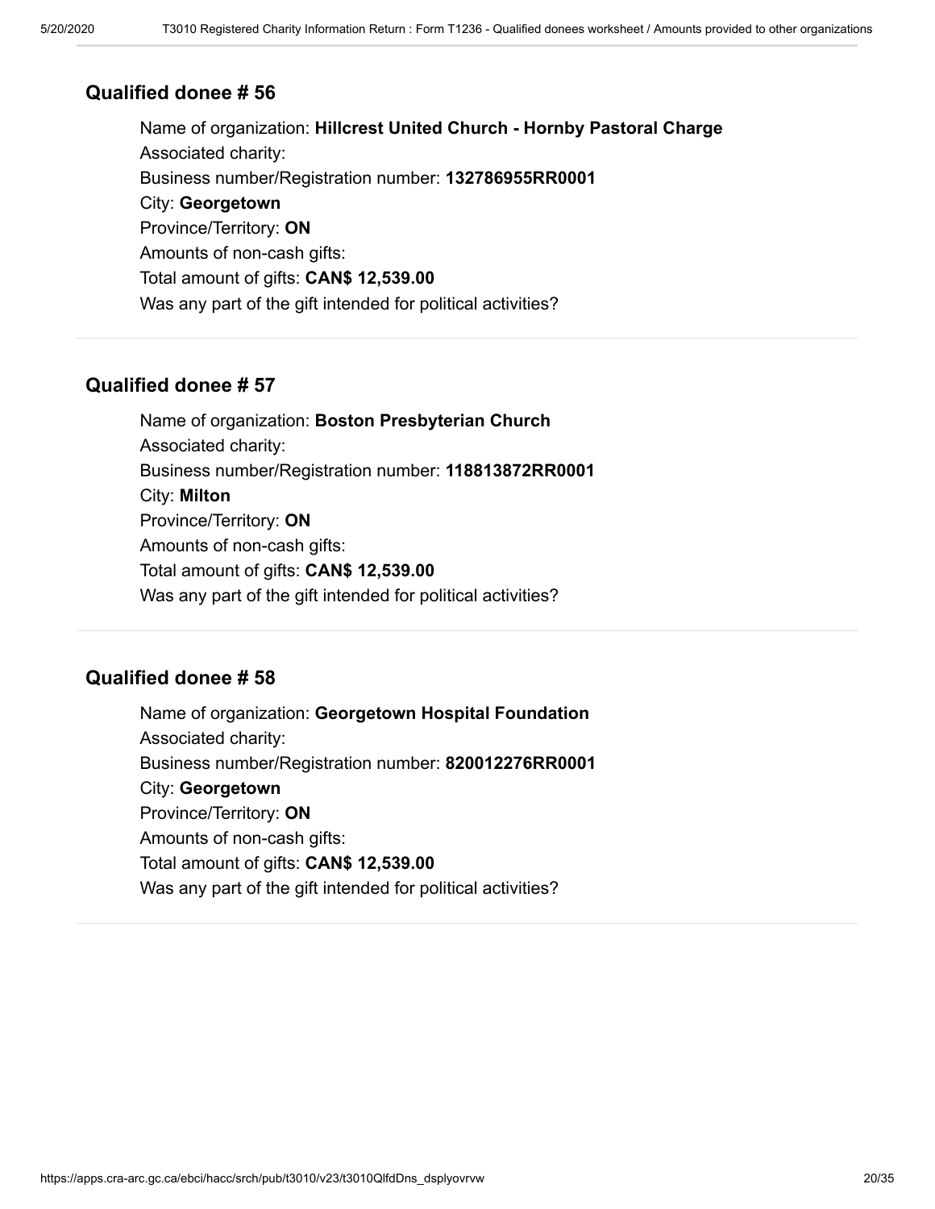## Qualified donee # 56

Name of organization: **Hillcrest United Church - Hornby Pastoral Charge**
Associated charity:
Business number/Registration number: **132786955RR0001**
City: **Georgetown**
Province/Territory: **ON**
Amounts of non-cash gifts:
Total amount of gifts: **CAN$ 12,539.00**
Was any part of the gift intended for political activities?

## Qualified donee # 57

Name of organization: **Boston Presbyterian Church**
Associated charity:
Business number/Registration number: **118813872RR0001**
City: **Milton**
Province/Territory: **ON**
Amounts of non-cash gifts:
Total amount of gifts: **CAN$ 12,539.00**
Was any part of the gift intended for political activities?

## Qualified donee # 58

Name of organization: **Georgetown Hospital Foundation**
Associated charity:
Business number/Registration number: **820012276RR0001**
City: **Georgetown**
Province/Territory: **ON**
Amounts of non-cash gifts:
Total amount of gifts: **CAN$ 12,539.00**
Was any part of the gift intended for political activities?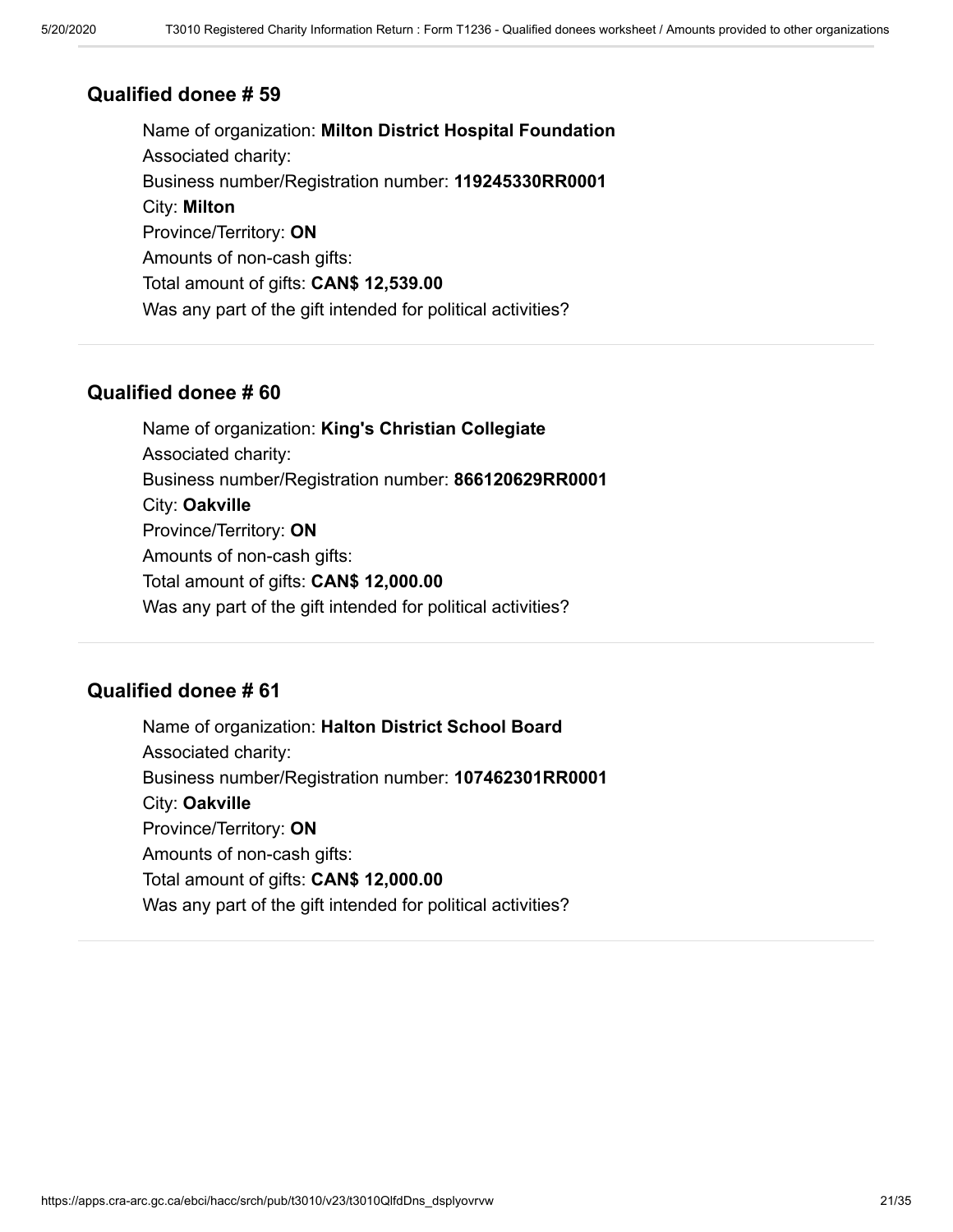### Qualified donee # 59

Name of organization: **Milton District Hospital Foundation**
Associated charity:
Business number/Registration number: **119245330RR0001**
City: **Milton**
Province/Territory: **ON**
Amounts of non-cash gifts:
Total amount of gifts: **CAN$ 12,539.00**
Was any part of the gift intended for political activities?

### Qualified donee # 60

Name of organization: **King's Christian Collegiate**
Associated charity:
Business number/Registration number: **866120629RR0001**
City: **Oakville**
Province/Territory: **ON**
Amounts of non-cash gifts:
Total amount of gifts: **CAN$ 12,000.00**
Was any part of the gift intended for political activities?

### Qualified donee # 61

Name of organization: **Halton District School Board**
Associated charity:
Business number/Registration number: **107462301RR0001**
City: **Oakville**
Province/Territory: **ON**
Amounts of non-cash gifts:
Total amount of gifts: **CAN$ 12,000.00**
Was any part of the gift intended for political activities?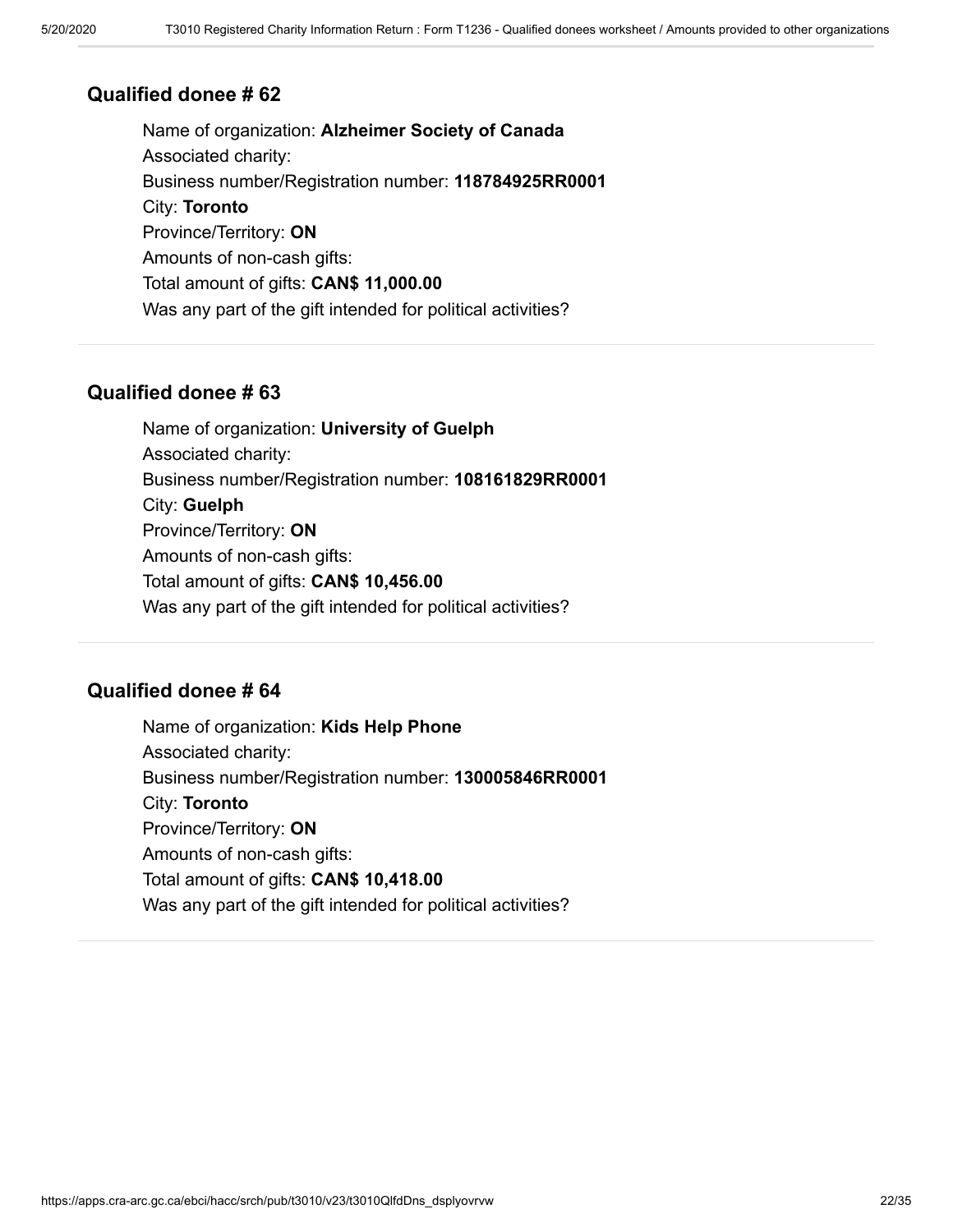## Qualified donee # 62

Name of organization: **Alzheimer Society of Canada**
Associated charity:
Business number/Registration number: **118784925RR0001**
City: **Toronto**
Province/Territory: **ON**
Amounts of non-cash gifts:
Total amount of gifts: **CAN$ 11,000.00**
Was any part of the gift intended for political activities?

---

## Qualified donee # 63

Name of organization: **University of Guelph**
Associated charity:
Business number/Registration number: **108161829RR0001**
City: **Guelph**
Province/Territory: **ON**
Amounts of non-cash gifts:
Total amount of gifts: **CAN$ 10,456.00**
Was any part of the gift intended for political activities?

---

## Qualified donee # 64

Name of organization: **Kids Help Phone**
Associated charity:
Business number/Registration number: **130005846RR0001**
City: **Toronto**
Province/Territory: **ON**
Amounts of non-cash gifts:
Total amount of gifts: **CAN$ 10,418.00**
Was any part of the gift intended for political activities?

---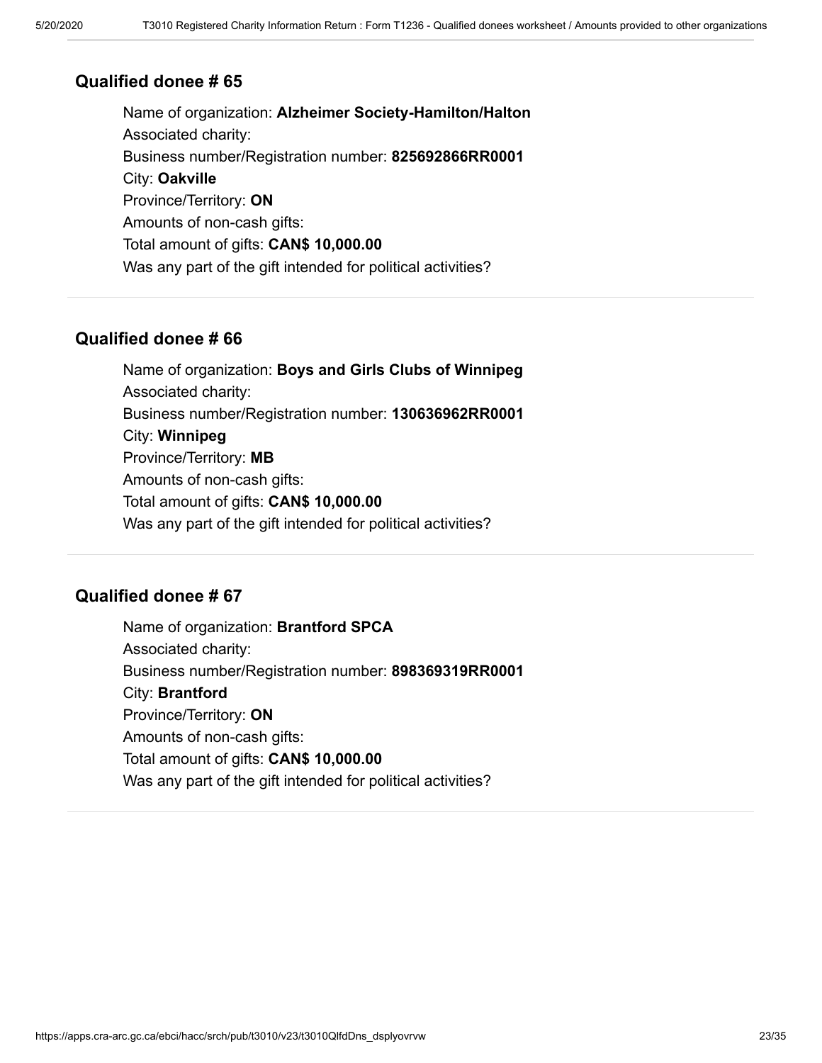## Qualified donee # 65

Name of organization: **Alzheimer Society-Hamilton/Halton**
Associated charity:
Business number/Registration number: **825692866RR0001**
City: **Oakville**
Province/Territory: **ON**
Amounts of non-cash gifts:
Total amount of gifts: **CAN$ 10,000.00**
Was any part of the gift intended for political activities?

## Qualified donee # 66

Name of organization: **Boys and Girls Clubs of Winnipeg**
Associated charity:
Business number/Registration number: **130636962RR0001**
City: **Winnipeg**
Province/Territory: **MB**
Amounts of non-cash gifts:
Total amount of gifts: **CAN$ 10,000.00**
Was any part of the gift intended for political activities?

## Qualified donee # 67

Name of organization: **Brantford SPCA**
Associated charity:
Business number/Registration number: **898369319RR0001**
City: **Brantford**
Province/Territory: **ON**
Amounts of non-cash gifts:
Total amount of gifts: **CAN$ 10,000.00**
Was any part of the gift intended for political activities?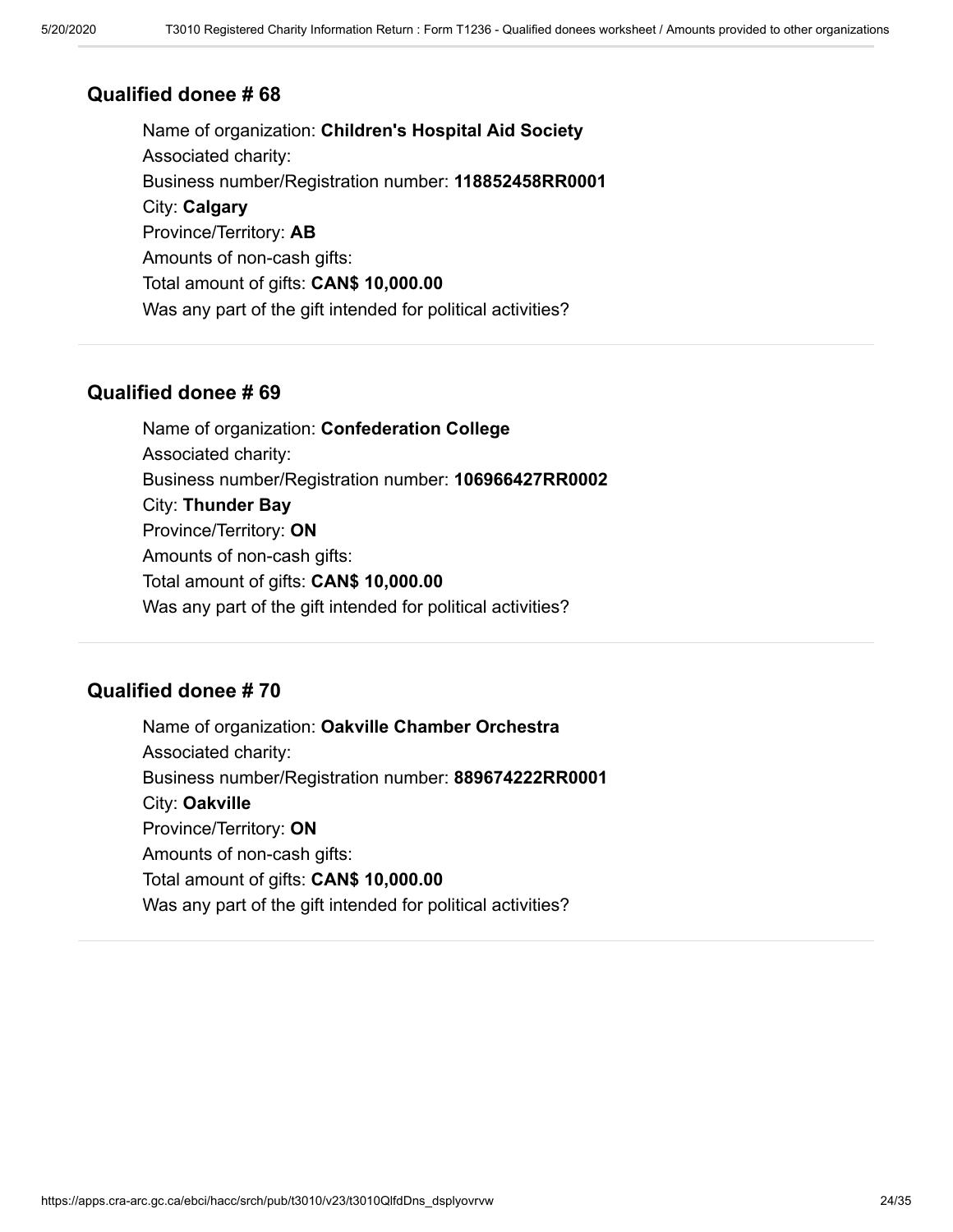### Qualified donee # 68

Name of organization: **Children's Hospital Aid Society**
Associated charity:
Business number/Registration number: **118852458RR0001**
City: **Calgary**
Province/Territory: **AB**
Amounts of non-cash gifts:
Total amount of gifts: **CAN$ 10,000.00**
Was any part of the gift intended for political activities?

---

### Qualified donee # 69

Name of organization: **Confederation College**
Associated charity:
Business number/Registration number: **106966427RR0002**
City: **Thunder Bay**
Province/Territory: **ON**
Amounts of non-cash gifts:
Total amount of gifts: **CAN$ 10,000.00**
Was any part of the gift intended for political activities?

---

### Qualified donee # 70

Name of organization: **Oakville Chamber Orchestra**
Associated charity:
Business number/Registration number: **889674222RR0001**
City: **Oakville**
Province/Territory: **ON**
Amounts of non-cash gifts:
Total amount of gifts: **CAN$ 10,000.00**
Was any part of the gift intended for political activities?

---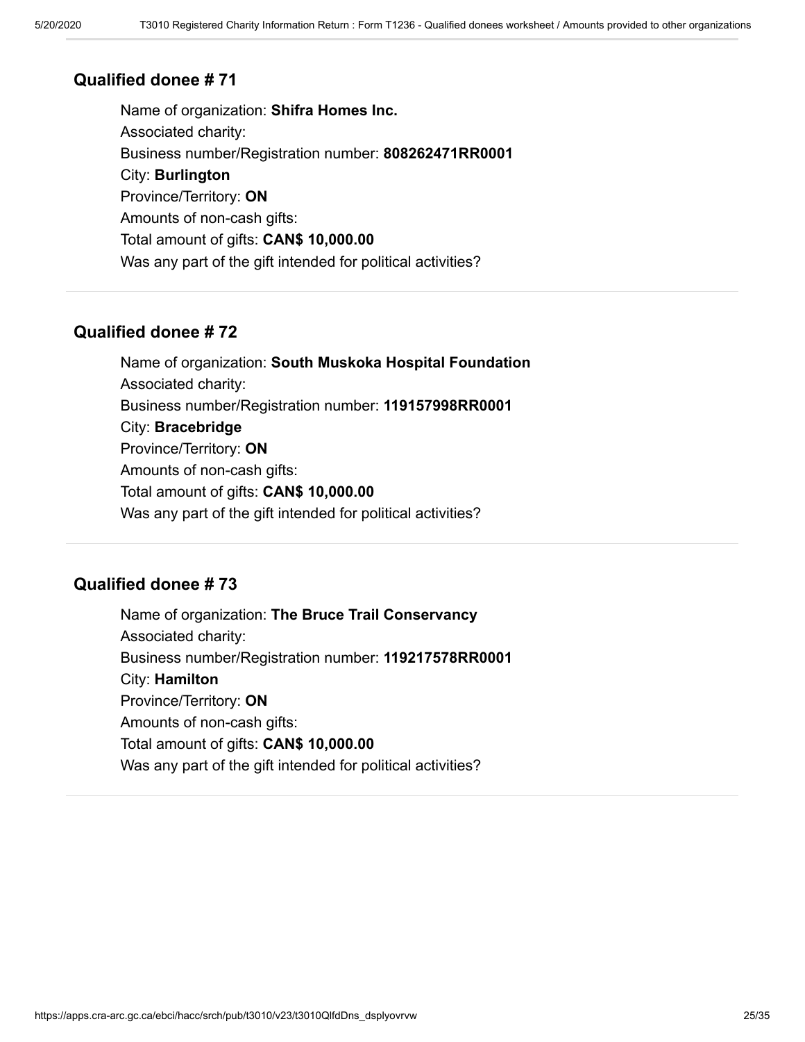## Qualified donee # 71

Name of organization: **Shifra Homes Inc.**
Associated charity:
Business number/Registration number: **808262471RR0001**
City: **Burlington**
Province/Territory: **ON**
Amounts of non-cash gifts:
Total amount of gifts: **CAN$ 10,000.00**
Was any part of the gift intended for political activities?

## Qualified donee # 72

Name of organization: **South Muskoka Hospital Foundation**
Associated charity:
Business number/Registration number: **119157998RR0001**
City: **Bracebridge**
Province/Territory: **ON**
Amounts of non-cash gifts:
Total amount of gifts: **CAN$ 10,000.00**
Was any part of the gift intended for political activities?

## Qualified donee # 73

Name of organization: **The Bruce Trail Conservancy**
Associated charity:
Business number/Registration number: **119217578RR0001**
City: **Hamilton**
Province/Territory: **ON**
Amounts of non-cash gifts:
Total amount of gifts: **CAN$ 10,000.00**
Was any part of the gift intended for political activities?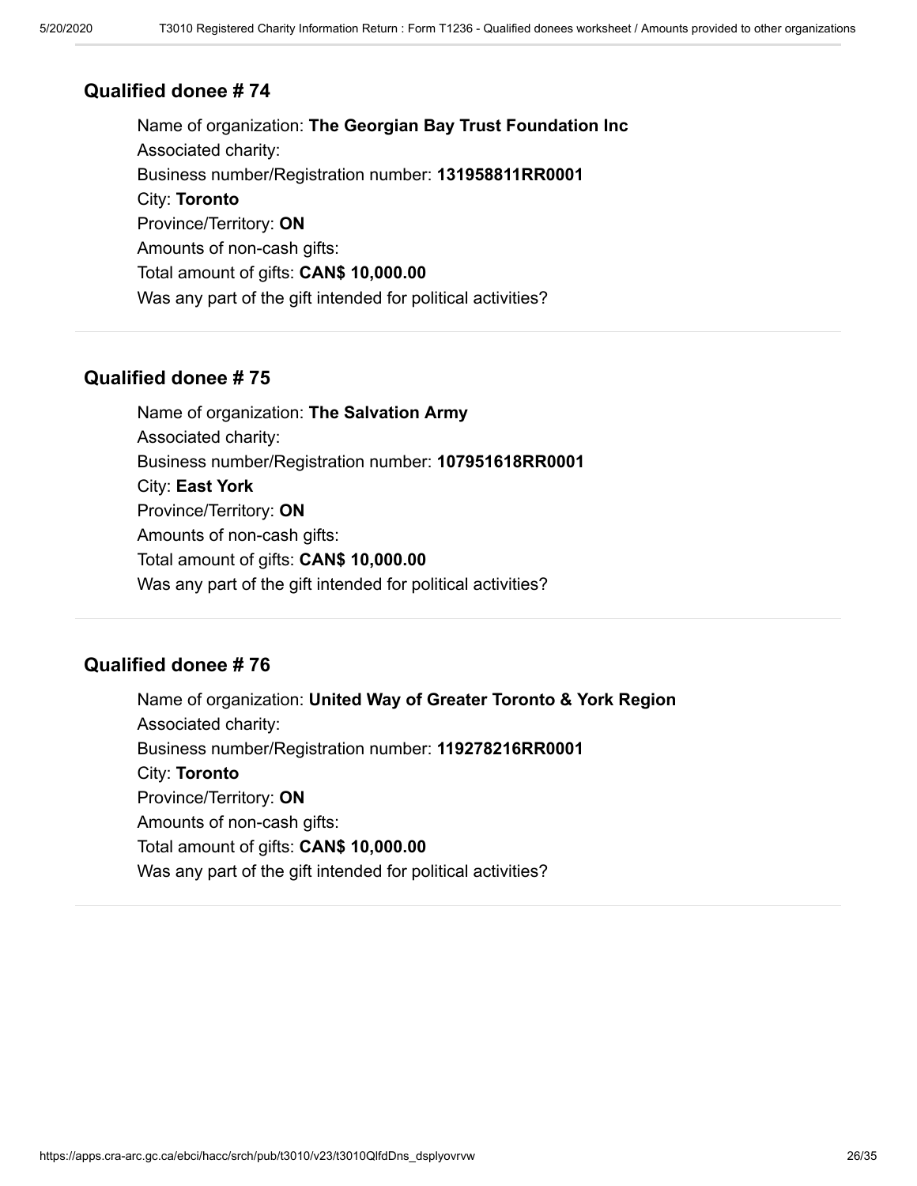### Qualified donee # 74

Name of organization: **The Georgian Bay Trust Foundation Inc**
Associated charity:
Business number/Registration number: **131958811RR0001**
City: **Toronto**
Province/Territory: **ON**
Amounts of non-cash gifts:
Total amount of gifts: **CAN$ 10,000.00**
Was any part of the gift intended for political activities?

---

### Qualified donee # 75

Name of organization: **The Salvation Army**
Associated charity:
Business number/Registration number: **107951618RR0001**
City: **East York**
Province/Territory: **ON**
Amounts of non-cash gifts:
Total amount of gifts: **CAN$ 10,000.00**
Was any part of the gift intended for political activities?

---

### Qualified donee # 76

Name of organization: **United Way of Greater Toronto & York Region**
Associated charity:
Business number/Registration number: **119278216RR0001**
City: **Toronto**
Province/Territory: **ON**
Amounts of non-cash gifts:
Total amount of gifts: **CAN$ 10,000.00**
Was any part of the gift intended for political activities?

---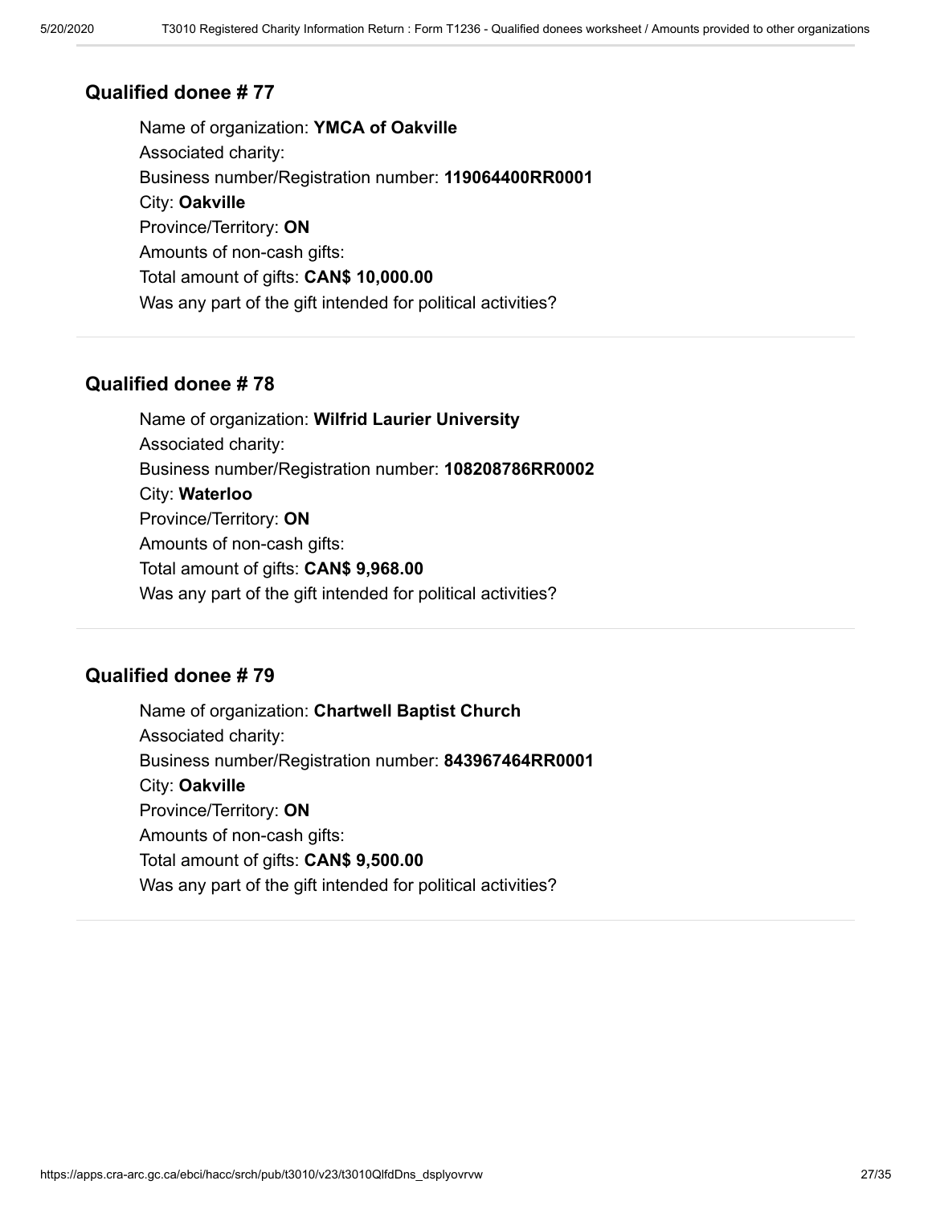### Qualified donee # 77

Name of organization: **YMCA of Oakville**
Associated charity:
Business number/Registration number: **119064400RR0001**
City: **Oakville**
Province/Territory: **ON**
Amounts of non-cash gifts:
Total amount of gifts: **CAN$ 10,000.00**
Was any part of the gift intended for political activities?

---

### Qualified donee # 78

Name of organization: **Wilfrid Laurier University**
Associated charity:
Business number/Registration number: **108208786RR0002**
City: **Waterloo**
Province/Territory: **ON**
Amounts of non-cash gifts:
Total amount of gifts: **CAN$ 9,968.00**
Was any part of the gift intended for political activities?

---

### Qualified donee # 79

Name of organization: **Chartwell Baptist Church**
Associated charity:
Business number/Registration number: **843967464RR0001**
City: **Oakville**
Province/Territory: **ON**
Amounts of non-cash gifts:
Total amount of gifts: **CAN$ 9,500.00**
Was any part of the gift intended for political activities?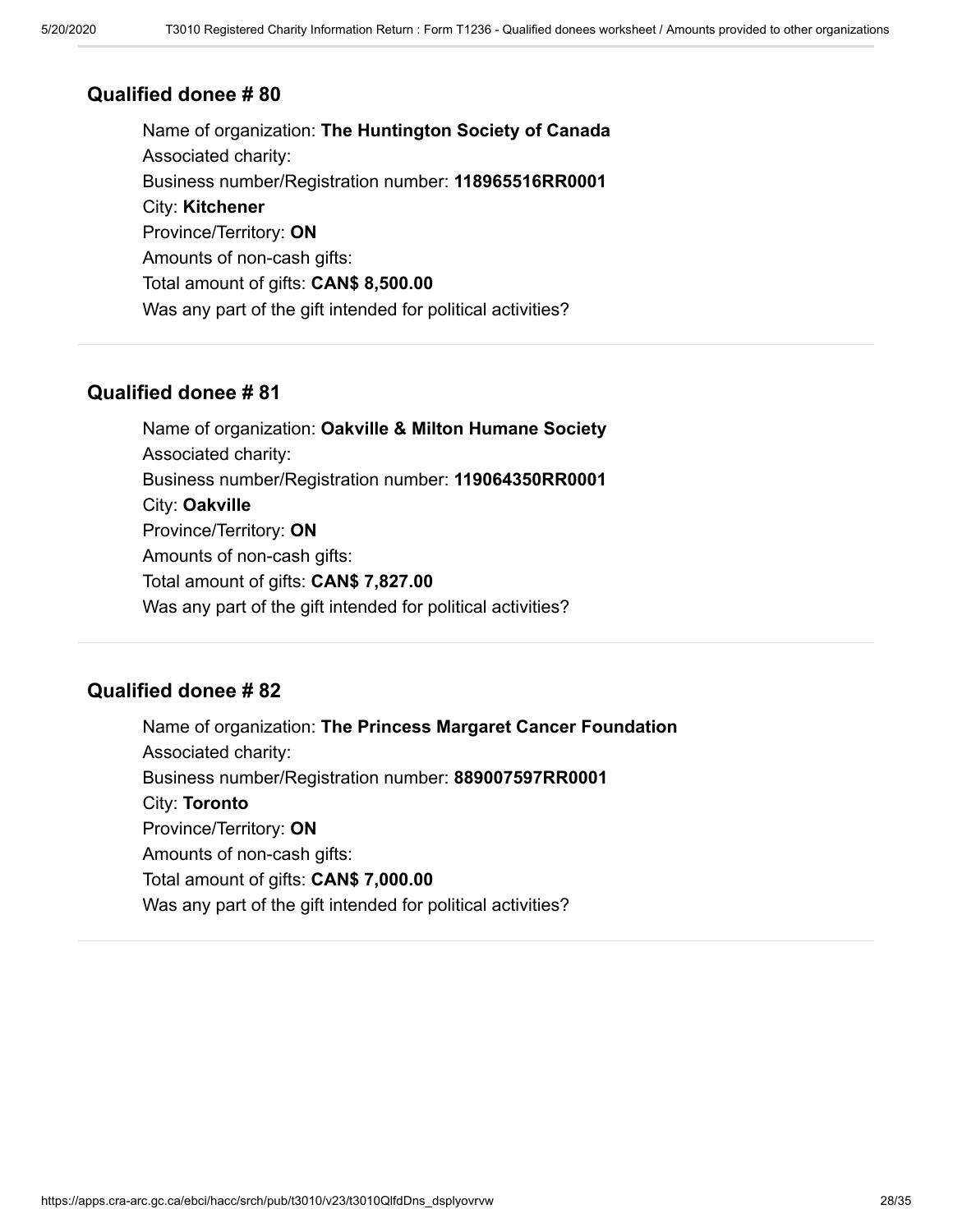### Qualified donee # 80

Name of organization: **The Huntington Society of Canada**
Associated charity:
Business number/Registration number: **118965516RR0001**
City: **Kitchener**
Province/Territory: **ON**
Amounts of non-cash gifts:
Total amount of gifts: **CAN$ 8,500.00**
Was any part of the gift intended for political activities?

---

### Qualified donee # 81

Name of organization: **Oakville & Milton Humane Society**
Associated charity:
Business number/Registration number: **119064350RR0001**
City: **Oakville**
Province/Territory: **ON**
Amounts of non-cash gifts:
Total amount of gifts: **CAN$ 7,827.00**
Was any part of the gift intended for political activities?

---

### Qualified donee # 82

Name of organization: **The Princess Margaret Cancer Foundation**
Associated charity:
Business number/Registration number: **889007597RR0001**
City: **Toronto**
Province/Territory: **ON**
Amounts of non-cash gifts:
Total amount of gifts: **CAN$ 7,000.00**
Was any part of the gift intended for political activities?

---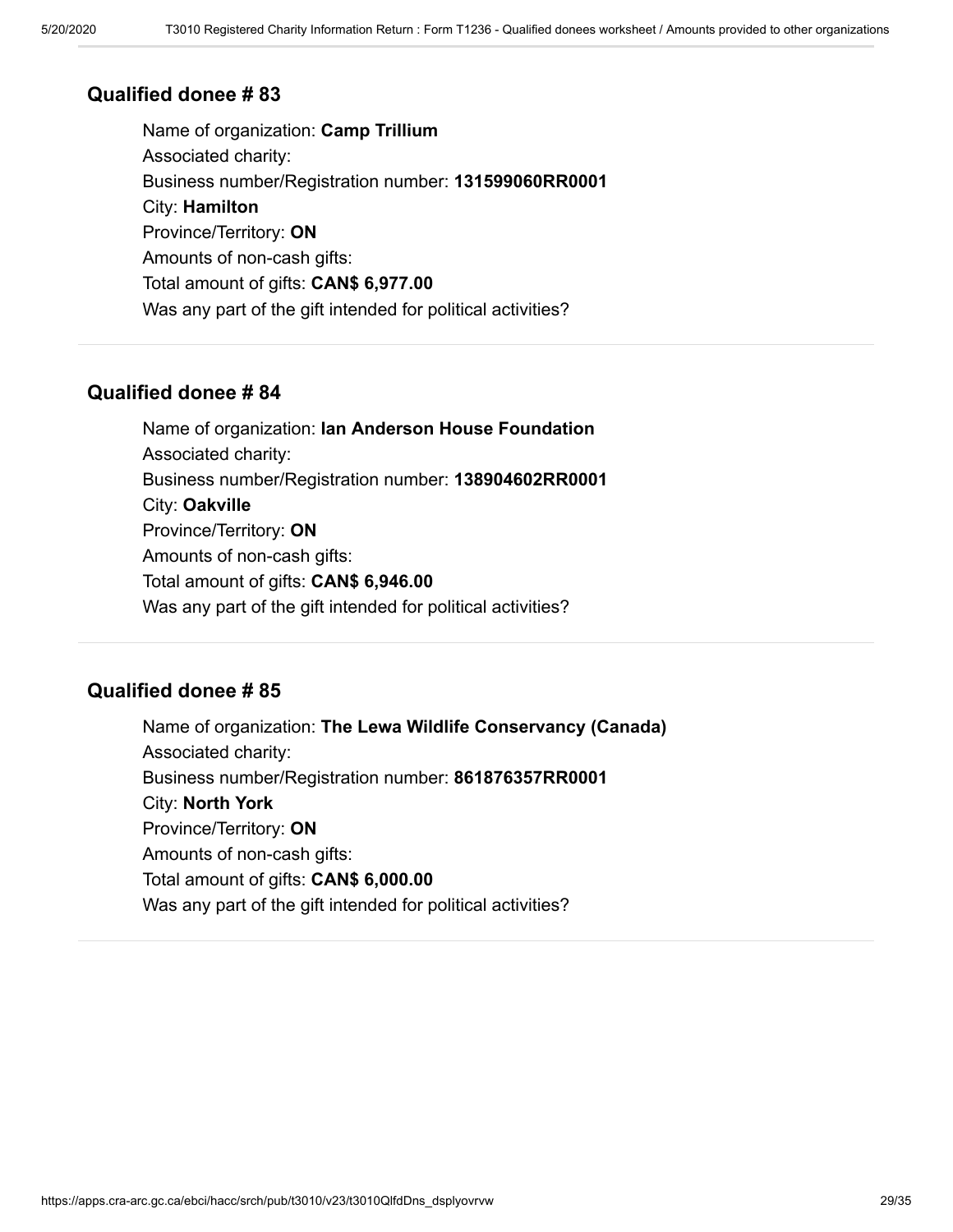### Qualified donee # 83

Name of organization: **Camp Trillium**
Associated charity:
Business number/Registration number: **131599060RR0001**
City: **Hamilton**
Province/Territory: **ON**
Amounts of non-cash gifts:
Total amount of gifts: **CAN$ 6,977.00**
Was any part of the gift intended for political activities?

---

### Qualified donee # 84

Name of organization: **Ian Anderson House Foundation**
Associated charity:
Business number/Registration number: **138904602RR0001**
City: **Oakville**
Province/Territory: **ON**
Amounts of non-cash gifts:
Total amount of gifts: **CAN$ 6,946.00**
Was any part of the gift intended for political activities?

---

### Qualified donee # 85

Name of organization: **The Lewa Wildlife Conservancy (Canada)**
Associated charity:
Business number/Registration number: **861876357RR0001**
City: **North York**
Province/Territory: **ON**
Amounts of non-cash gifts:
Total amount of gifts: **CAN$ 6,000.00**
Was any part of the gift intended for political activities?

---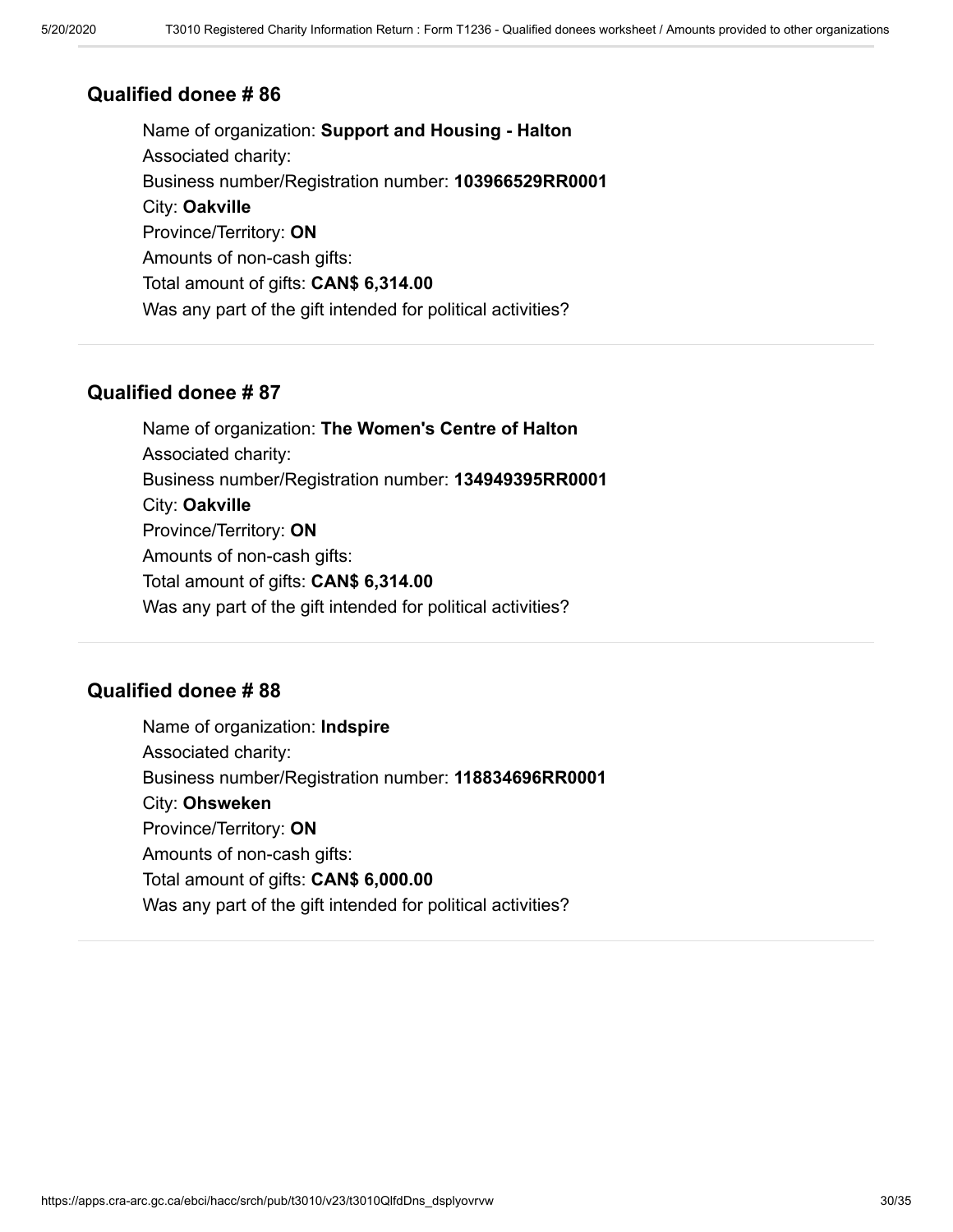### Qualified donee # 86

Name of organization: **Support and Housing - Halton**
Associated charity:
Business number/Registration number: **103966529RR0001**
City: **Oakville**
Province/Territory: **ON**
Amounts of non-cash gifts:
Total amount of gifts: **CAN$ 6,314.00**
Was any part of the gift intended for political activities?

### Qualified donee # 87

Name of organization: **The Women's Centre of Halton**
Associated charity:
Business number/Registration number: **134949395RR0001**
City: **Oakville**
Province/Territory: **ON**
Amounts of non-cash gifts:
Total amount of gifts: **CAN$ 6,314.00**
Was any part of the gift intended for political activities?

### Qualified donee # 88

Name of organization: **Indspire**
Associated charity:
Business number/Registration number: **118834696RR0001**
City: **Ohsweken**
Province/Territory: **ON**
Amounts of non-cash gifts:
Total amount of gifts: **CAN$ 6,000.00**
Was any part of the gift intended for political activities?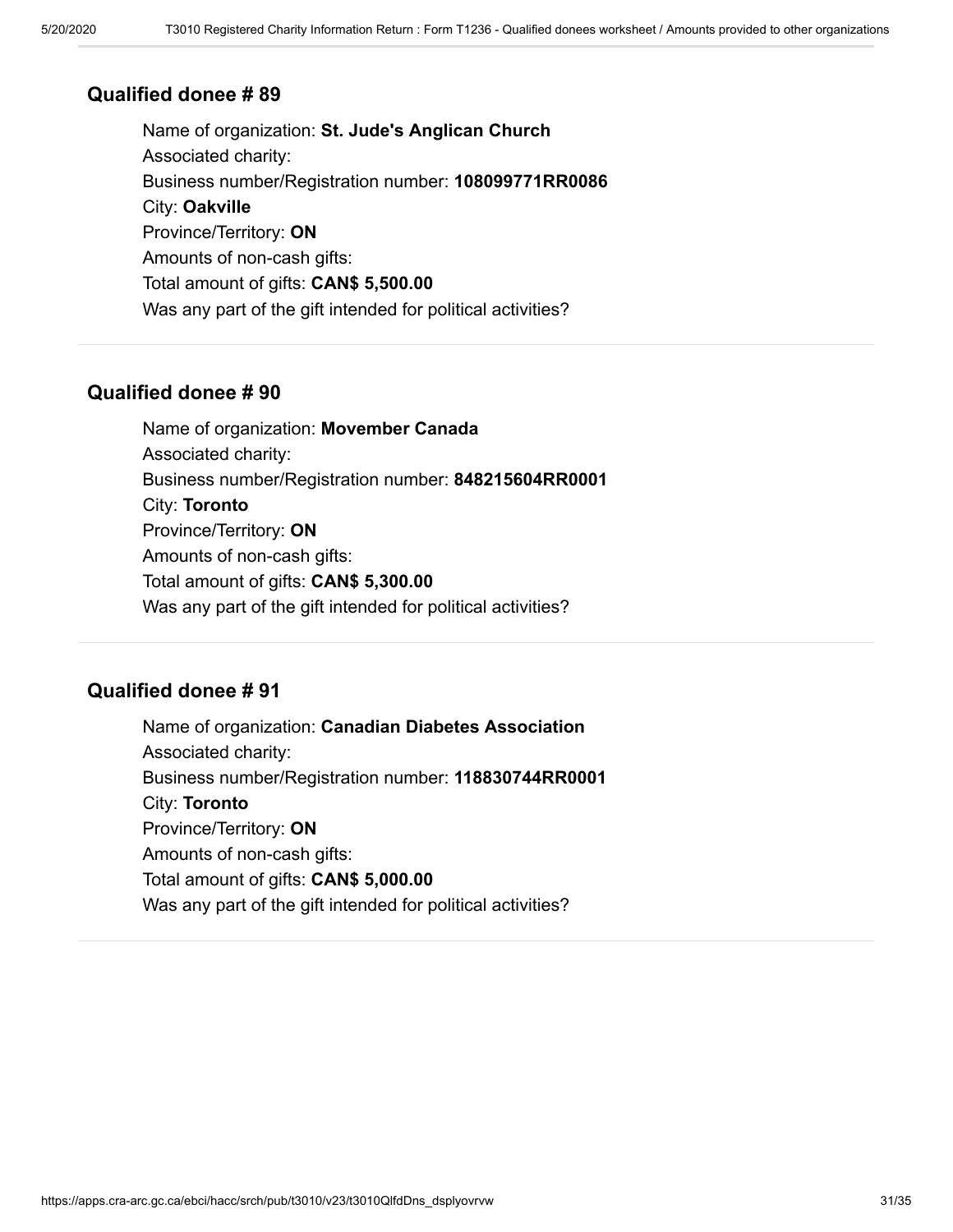### Qualified donee # 89

Name of organization: **St. Jude's Anglican Church**
Associated charity:
Business number/Registration number: **108099771RR0086**
City: **Oakville**
Province/Territory: **ON**
Amounts of non-cash gifts:
Total amount of gifts: **CAN$ 5,500.00**
Was any part of the gift intended for political activities?

---

### Qualified donee # 90

Name of organization: **Movember Canada**
Associated charity:
Business number/Registration number: **848215604RR0001**
City: **Toronto**
Province/Territory: **ON**
Amounts of non-cash gifts:
Total amount of gifts: **CAN$ 5,300.00**
Was any part of the gift intended for political activities?

---

### Qualified donee # 91

Name of organization: **Canadian Diabetes Association**
Associated charity:
Business number/Registration number: **118830744RR0001**
City: **Toronto**
Province/Territory: **ON**
Amounts of non-cash gifts:
Total amount of gifts: **CAN$ 5,000.00**
Was any part of the gift intended for political activities?

---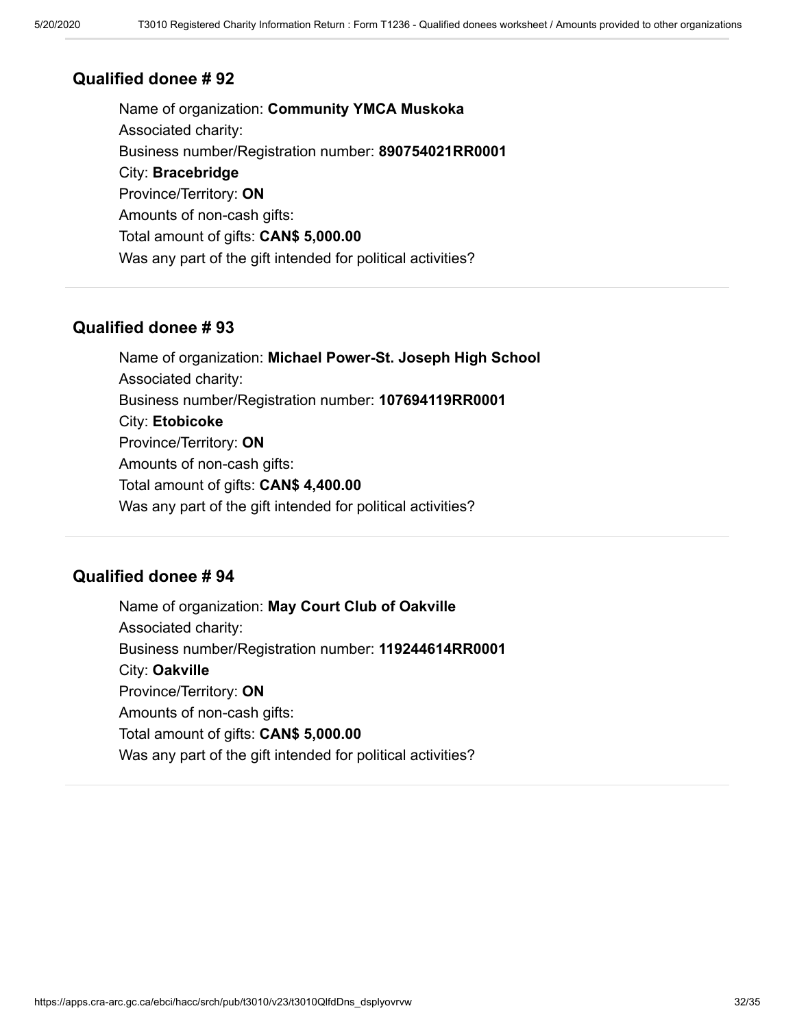## Qualified donee # 92

Name of organization: **Community YMCA Muskoka**
Associated charity:
Business number/Registration number: **890754021RR0001**
City: **Bracebridge**
Province/Territory: **ON**
Amounts of non-cash gifts:
Total amount of gifts: **CAN$ 5,000.00**
Was any part of the gift intended for political activities?

## Qualified donee # 93

Name of organization: **Michael Power-St. Joseph High School**
Associated charity:
Business number/Registration number: **107694119RR0001**
City: **Etobicoke**
Province/Territory: **ON**
Amounts of non-cash gifts:
Total amount of gifts: **CAN$ 4,400.00**
Was any part of the gift intended for political activities?

## Qualified donee # 94

Name of organization: **May Court Club of Oakville**
Associated charity:
Business number/Registration number: **119244614RR0001**
City: **Oakville**
Province/Territory: **ON**
Amounts of non-cash gifts:
Total amount of gifts: **CAN$ 5,000.00**
Was any part of the gift intended for political activities?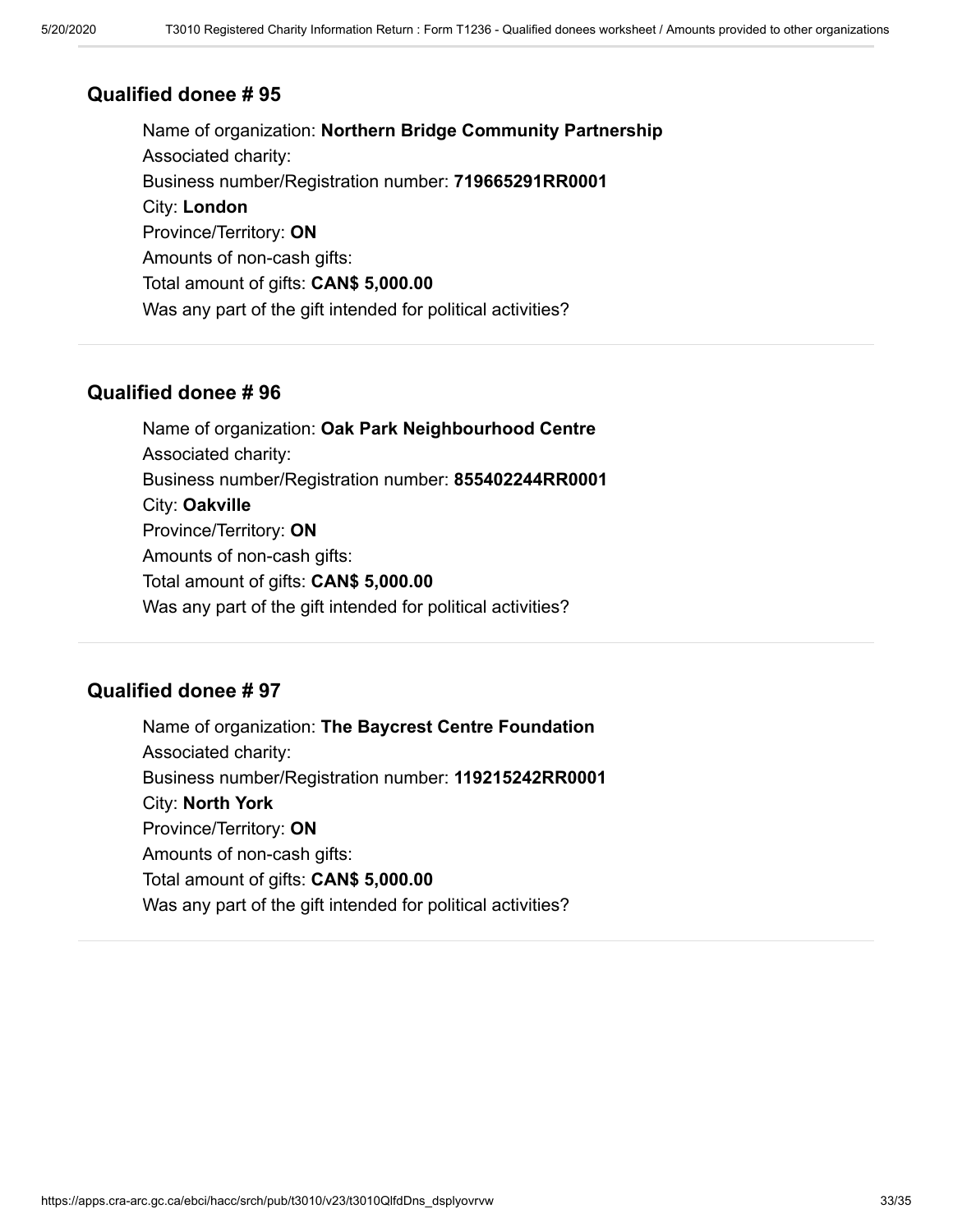## Qualified donee # 95

Name of organization: **Northern Bridge Community Partnership**
Associated charity:
Business number/Registration number: **719665291RR0001**
City: **London**
Province/Territory: **ON**
Amounts of non-cash gifts:
Total amount of gifts: **CAN$ 5,000.00**
Was any part of the gift intended for political activities?

---

## Qualified donee # 96

Name of organization: **Oak Park Neighbourhood Centre**
Associated charity:
Business number/Registration number: **855402244RR0001**
City: **Oakville**
Province/Territory: **ON**
Amounts of non-cash gifts:
Total amount of gifts: **CAN$ 5,000.00**
Was any part of the gift intended for political activities?

---

## Qualified donee # 97

Name of organization: **The Baycrest Centre Foundation**
Associated charity:
Business number/Registration number: **119215242RR0001**
City: **North York**
Province/Territory: **ON**
Amounts of non-cash gifts:
Total amount of gifts: **CAN$ 5,000.00**
Was any part of the gift intended for political activities?

---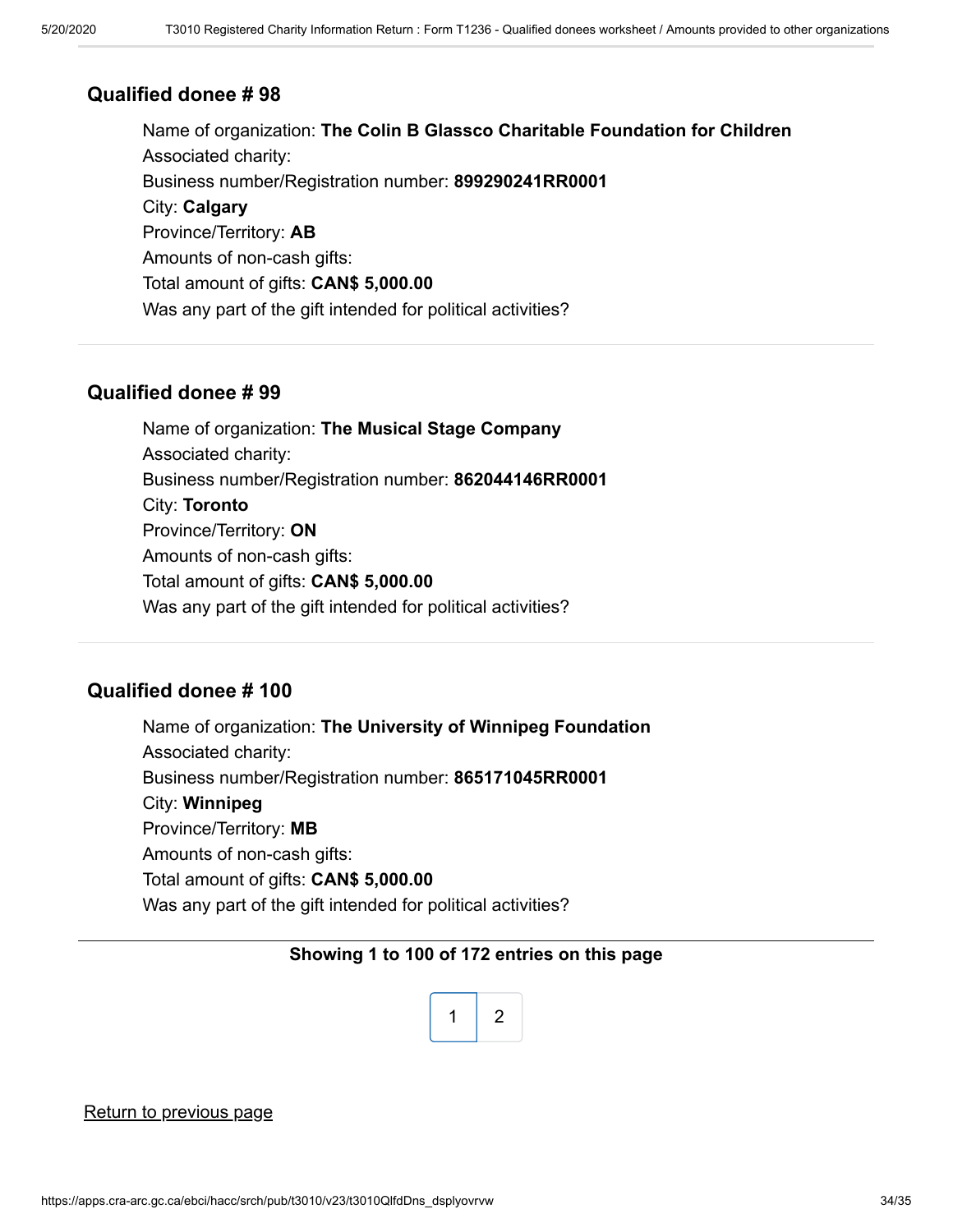### Qualified donee # 98

Name of organization: **The Colin B Glassco Charitable Foundation for Children**
Associated charity:
Business number/Registration number: **899290241RR0001**
City: **Calgary**
Province/Territory: **AB**
Amounts of non-cash gifts:
Total amount of gifts: **CAN$ 5,000.00**
Was any part of the gift intended for political activities?

---

### Qualified donee # 99

Name of organization: **The Musical Stage Company**
Associated charity:
Business number/Registration number: **862044146RR0001**
City: **Toronto**
Province/Territory: **ON**
Amounts of non-cash gifts:
Total amount of gifts: **CAN$ 5,000.00**
Was any part of the gift intended for political activities?

---

### Qualified donee # 100

Name of organization: **The University of Winnipeg Foundation**
Associated charity:
Business number/Registration number: **865171045RR0001**
City: **Winnipeg**
Province/Territory: **MB**
Amounts of non-cash gifts:
Total amount of gifts: **CAN$ 5,000.00**
Was any part of the gift intended for political activities?

---

**Showing 1 to 100 of 172 entries on this page**

1 2

Return to previous page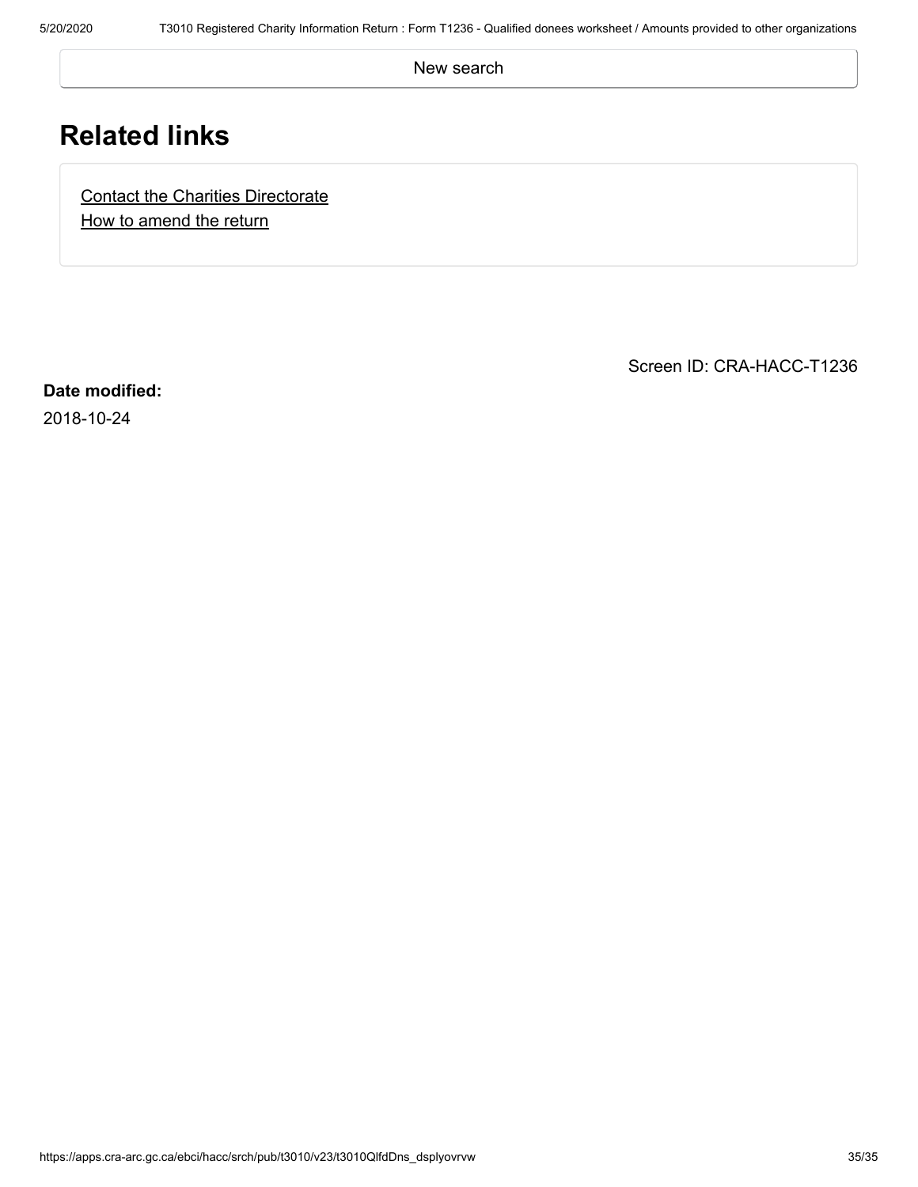New search

## Related links

Contact the Charities Directorate
How to amend the return

Screen ID: CRA-HACC-T1236

**Date modified:**

2018-10-24